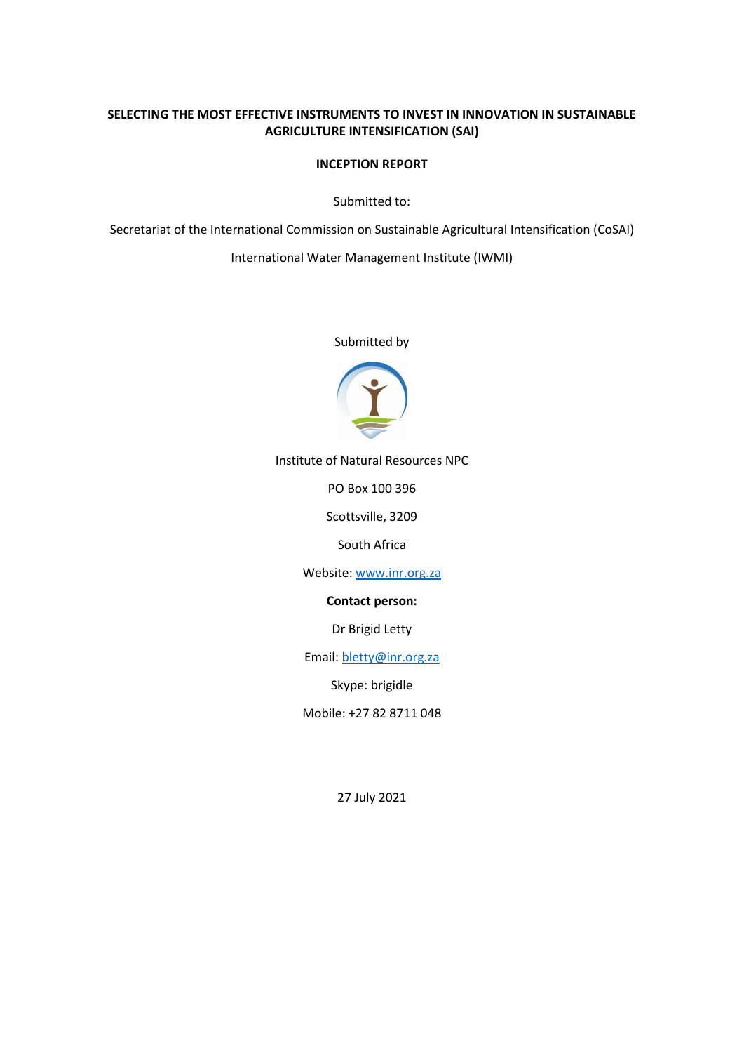# SELECTING THE MOST EFFECTIVE INSTRUMENTS TO INVEST IN INNOVATION IN SUSTAINABLE AGRICULTURE INTENSIFICATION (SAI)

## INCEPTION REPORT

Submitted to:

Secretariat of the International Commission on Sustainable Agricultural Intensification (CoSAI)

International Water Management Institute (IWMI)

Submitted by

Institute of Natural Resources NPC

PO Box 100 396

Scottsville, 3209

South Africa

Website: www.inr.org.za

**Contact person:**

Dr Brigid Letty

Email: bletty@inr.org.za

Skype: brigidle

Mobile: +27 82 8711 048

27 July 2021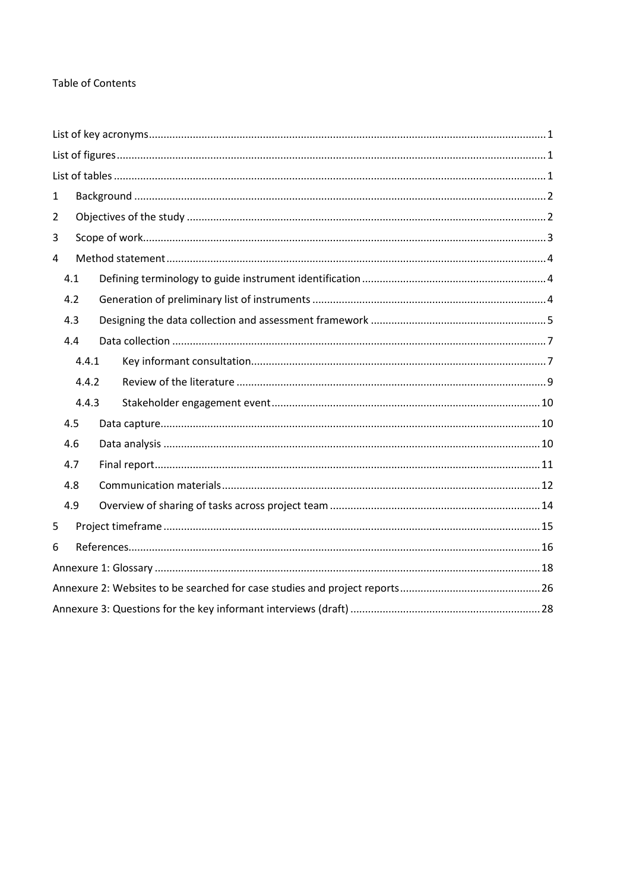Table of Contents

- List of key acronyms ... 1
- List of figures ... 1
- List of tables ... 1
- 1 Background ... 2
- 2 Objectives of the study ... 2
- 3 Scope of work ... 3
- 4 Method statement ... 4
  - 4.1 Defining terminology to guide instrument identification ... 4
  - 4.2 Generation of preliminary list of instruments ... 4
  - 4.3 Designing the data collection and assessment framework ... 5
  - 4.4 Data collection ... 7
    - 4.4.1 Key informant consultation ... 7
    - 4.4.2 Review of the literature ... 9
    - 4.4.3 Stakeholder engagement event ... 10
  - 4.5 Data capture ... 10
  - 4.6 Data analysis ... 10
  - 4.7 Final report ... 11
  - 4.8 Communication materials ... 12
  - 4.9 Overview of sharing of tasks across project team ... 14
- 5 Project timeframe ... 15
- 6 References ... 16
- Annexure 1: Glossary ... 18
- Annexure 2: Websites to be searched for case studies and project reports ... 26
- Annexure 3: Questions for the key informant interviews (draft) ... 28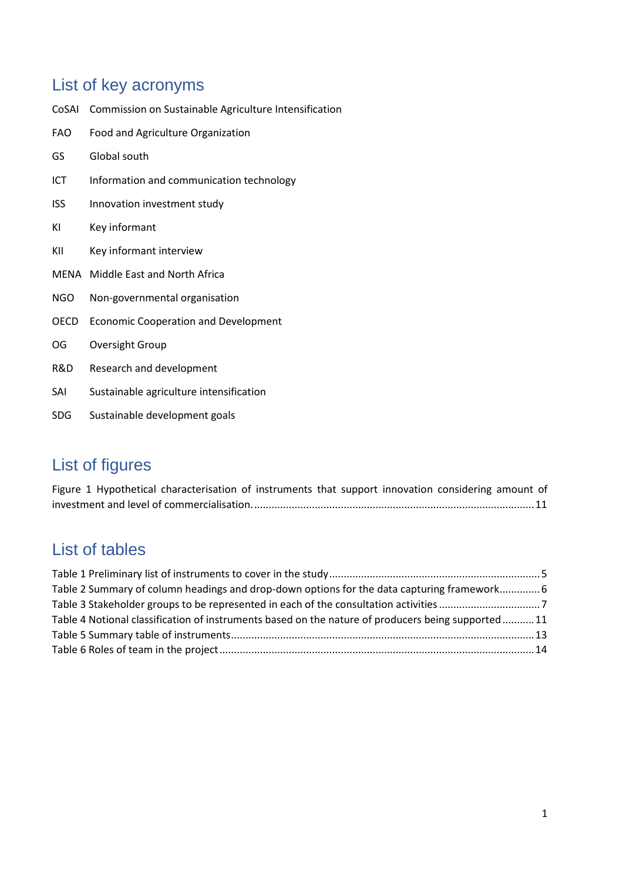## List of key acronyms

| | |
|---|---|
| CoSAI | Commission on Sustainable Agriculture Intensification |
| FAO | Food and Agriculture Organization |
| GS | Global south |
| ICT | Information and communication technology |
| ISS | Innovation investment study |
| KI | Key informant |
| KII | Key informant interview |
| MENA | Middle East and North Africa |
| NGO | Non-governmental organisation |
| OECD | Economic Cooperation and Development |
| OG | Oversight Group |
| R&D | Research and development |
| SAI | Sustainable agriculture intensification |
| SDG | Sustainable development goals |

## List of figures

Figure 1 Hypothetical characterisation of instruments that support innovation considering amount of investment and level of commercialisation. ..... 11

## List of tables

Table 1 Preliminary list of instruments to cover in the study ..... 5
Table 2 Summary of column headings and drop-down options for the data capturing framework ..... 6
Table 3 Stakeholder groups to be represented in each of the consultation activities ..... 7
Table 4 Notional classification of instruments based on the nature of producers being supported ..... 11
Table 5 Summary table of instruments ..... 13
Table 6 Roles of team in the project ..... 14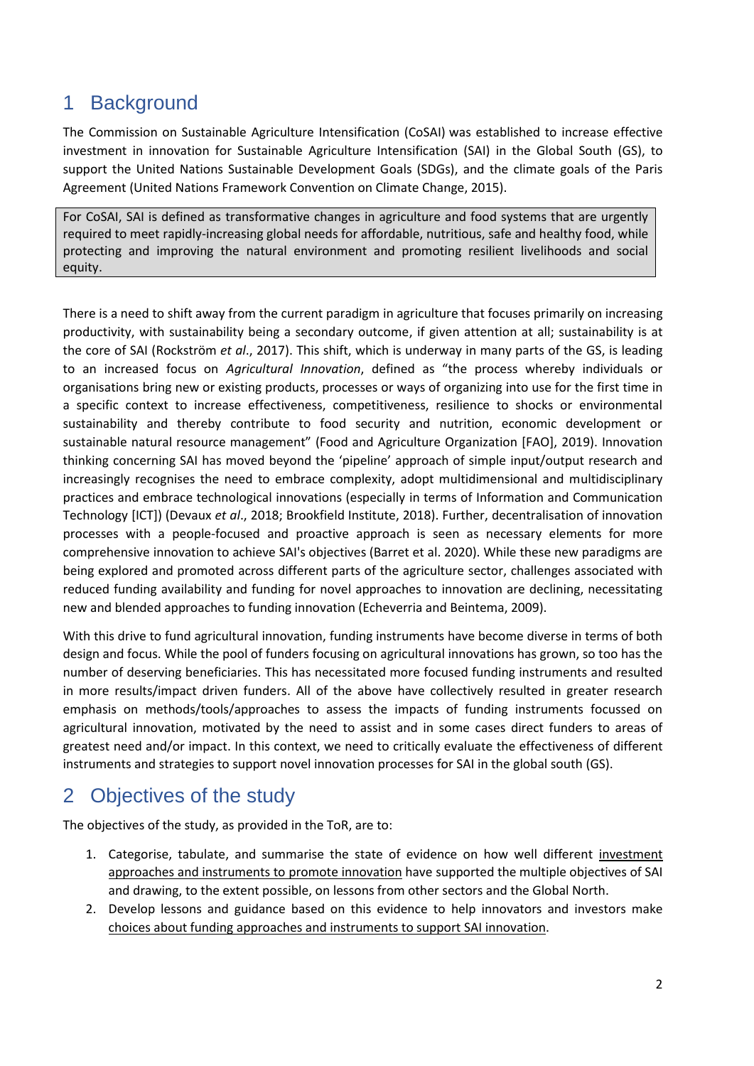# 1 Background

The Commission on Sustainable Agriculture Intensification (CoSAI) was established to increase effective investment in innovation for Sustainable Agriculture Intensification (SAI) in the Global South (GS), to support the United Nations Sustainable Development Goals (SDGs), and the climate goals of the Paris Agreement (United Nations Framework Convention on Climate Change, 2015).

> For CoSAI, SAI is defined as transformative changes in agriculture and food systems that are urgently required to meet rapidly-increasing global needs for affordable, nutritious, safe and healthy food, while protecting and improving the natural environment and promoting resilient livelihoods and social equity.

There is a need to shift away from the current paradigm in agriculture that focuses primarily on increasing productivity, with sustainability being a secondary outcome, if given attention at all; sustainability is at the core of SAI (Rockström *et al*., 2017). This shift, which is underway in many parts of the GS, is leading to an increased focus on *Agricultural Innovation*, defined as "the process whereby individuals or organisations bring new or existing products, processes or ways of organizing into use for the first time in a specific context to increase effectiveness, competitiveness, resilience to shocks or environmental sustainability and thereby contribute to food security and nutrition, economic development or sustainable natural resource management" (Food and Agriculture Organization [FAO], 2019). Innovation thinking concerning SAI has moved beyond the 'pipeline' approach of simple input/output research and increasingly recognises the need to embrace complexity, adopt multidimensional and multidisciplinary practices and embrace technological innovations (especially in terms of Information and Communication Technology [ICT]) (Devaux *et al*., 2018; Brookfield Institute, 2018). Further, decentralisation of innovation processes with a people-focused and proactive approach is seen as necessary elements for more comprehensive innovation to achieve SAI's objectives (Barret et al. 2020). While these new paradigms are being explored and promoted across different parts of the agriculture sector, challenges associated with reduced funding availability and funding for novel approaches to innovation are declining, necessitating new and blended approaches to funding innovation (Echeverria and Beintema, 2009).

With this drive to fund agricultural innovation, funding instruments have become diverse in terms of both design and focus. While the pool of funders focusing on agricultural innovations has grown, so too has the number of deserving beneficiaries. This has necessitated more focused funding instruments and resulted in more results/impact driven funders. All of the above have collectively resulted in greater research emphasis on methods/tools/approaches to assess the impacts of funding instruments focussed on agricultural innovation, motivated by the need to assist and in some cases direct funders to areas of greatest need and/or impact. In this context, we need to critically evaluate the effectiveness of different instruments and strategies to support novel innovation processes for SAI in the global south (GS).

# 2 Objectives of the study

The objectives of the study, as provided in the ToR, are to:

1. Categorise, tabulate, and summarise the state of evidence on how well different investment approaches and instruments to promote innovation have supported the multiple objectives of SAI and drawing, to the extent possible, on lessons from other sectors and the Global North.
2. Develop lessons and guidance based on this evidence to help innovators and investors make choices about funding approaches and instruments to support SAI innovation.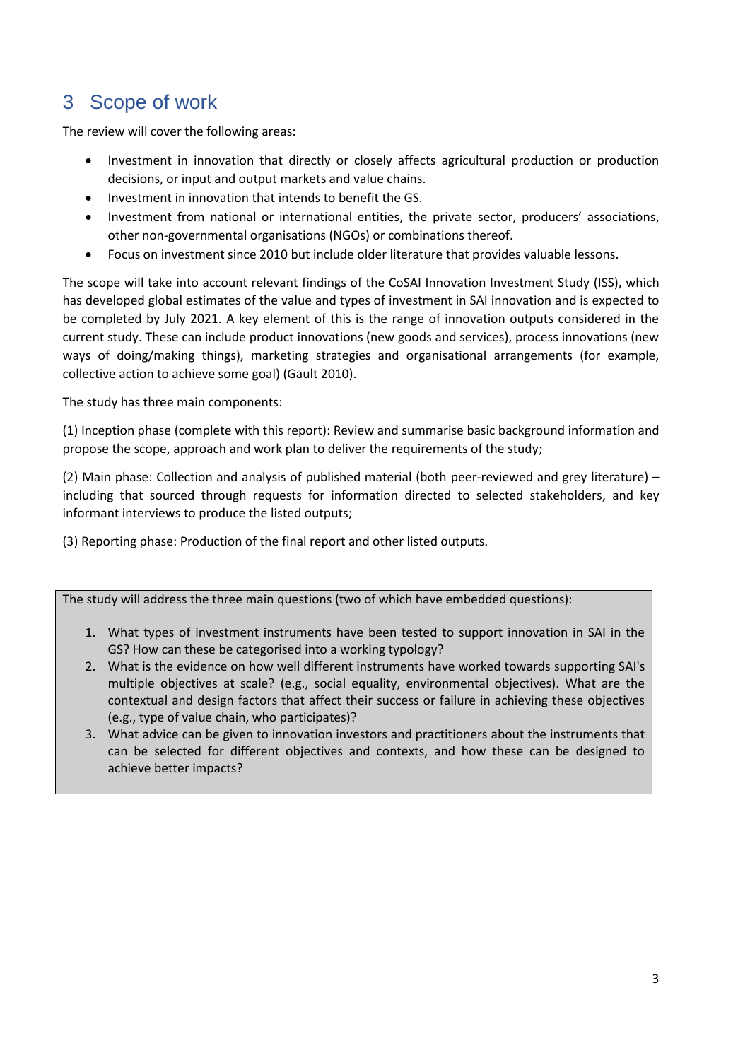# 3 Scope of work

The review will cover the following areas:

- Investment in innovation that directly or closely affects agricultural production or production decisions, or input and output markets and value chains.
- Investment in innovation that intends to benefit the GS.
- Investment from national or international entities, the private sector, producers' associations, other non-governmental organisations (NGOs) or combinations thereof.
- Focus on investment since 2010 but include older literature that provides valuable lessons.

The scope will take into account relevant findings of the CoSAI Innovation Investment Study (ISS), which has developed global estimates of the value and types of investment in SAI innovation and is expected to be completed by July 2021. A key element of this is the range of innovation outputs considered in the current study. These can include product innovations (new goods and services), process innovations (new ways of doing/making things), marketing strategies and organisational arrangements (for example, collective action to achieve some goal) (Gault 2010).

The study has three main components:

(1) Inception phase (complete with this report): Review and summarise basic background information and propose the scope, approach and work plan to deliver the requirements of the study;

(2) Main phase: Collection and analysis of published material (both peer-reviewed and grey literature) – including that sourced through requests for information directed to selected stakeholders, and key informant interviews to produce the listed outputs;

(3) Reporting phase: Production of the final report and other listed outputs.

The study will address the three main questions (two of which have embedded questions):

1. What types of investment instruments have been tested to support innovation in SAI in the GS? How can these be categorised into a working typology?
2. What is the evidence on how well different instruments have worked towards supporting SAI's multiple objectives at scale? (e.g., social equality, environmental objectives). What are the contextual and design factors that affect their success or failure in achieving these objectives (e.g., type of value chain, who participates)?
3. What advice can be given to innovation investors and practitioners about the instruments that can be selected for different objectives and contexts, and how these can be designed to achieve better impacts?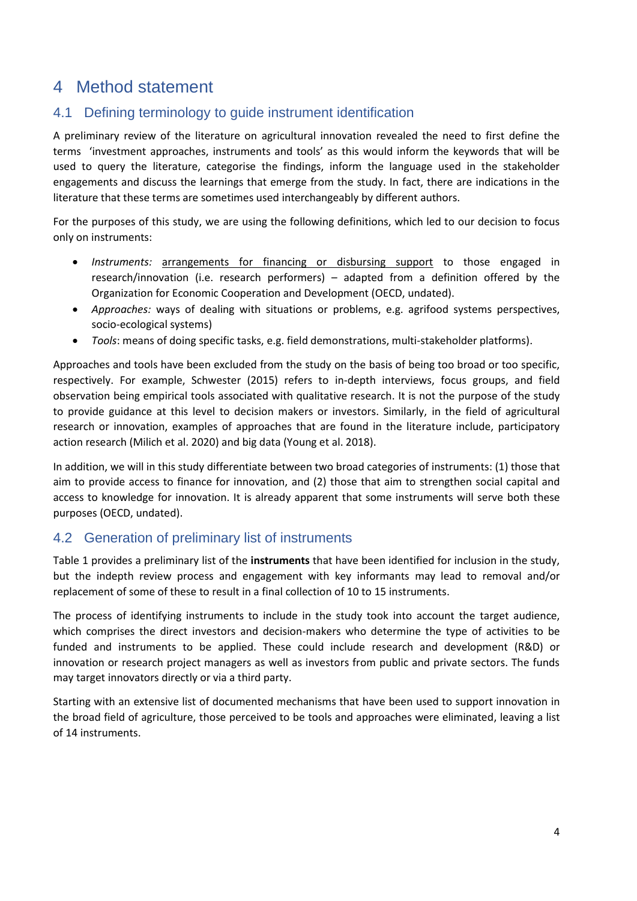# 4 Method statement

## 4.1 Defining terminology to guide instrument identification

A preliminary review of the literature on agricultural innovation revealed the need to first define the terms 'investment approaches, instruments and tools' as this would inform the keywords that will be used to query the literature, categorise the findings, inform the language used in the stakeholder engagements and discuss the learnings that emerge from the study. In fact, there are indications in the literature that these terms are sometimes used interchangeably by different authors.

For the purposes of this study, we are using the following definitions, which led to our decision to focus only on instruments:

- *Instruments:* arrangements for financing or disbursing support to those engaged in research/innovation (i.e. research performers) – adapted from a definition offered by the Organization for Economic Cooperation and Development (OECD, undated).
- *Approaches:* ways of dealing with situations or problems, e.g. agrifood systems perspectives, socio-ecological systems)
- *Tools*: means of doing specific tasks, e.g. field demonstrations, multi-stakeholder platforms).

Approaches and tools have been excluded from the study on the basis of being too broad or too specific, respectively. For example, Schwester (2015) refers to in-depth interviews, focus groups, and field observation being empirical tools associated with qualitative research. It is not the purpose of the study to provide guidance at this level to decision makers or investors. Similarly, in the field of agricultural research or innovation, examples of approaches that are found in the literature include, participatory action research (Milich et al. 2020) and big data (Young et al. 2018).

In addition, we will in this study differentiate between two broad categories of instruments: (1) those that aim to provide access to finance for innovation, and (2) those that aim to strengthen social capital and access to knowledge for innovation. It is already apparent that some instruments will serve both these purposes (OECD, undated).

## 4.2 Generation of preliminary list of instruments

Table 1 provides a preliminary list of the **instruments** that have been identified for inclusion in the study, but the indepth review process and engagement with key informants may lead to removal and/or replacement of some of these to result in a final collection of 10 to 15 instruments.

The process of identifying instruments to include in the study took into account the target audience, which comprises the direct investors and decision-makers who determine the type of activities to be funded and instruments to be applied. These could include research and development (R&D) or innovation or research project managers as well as investors from public and private sectors. The funds may target innovators directly or via a third party.

Starting with an extensive list of documented mechanisms that have been used to support innovation in the broad field of agriculture, those perceived to be tools and approaches were eliminated, leaving a list of 14 instruments.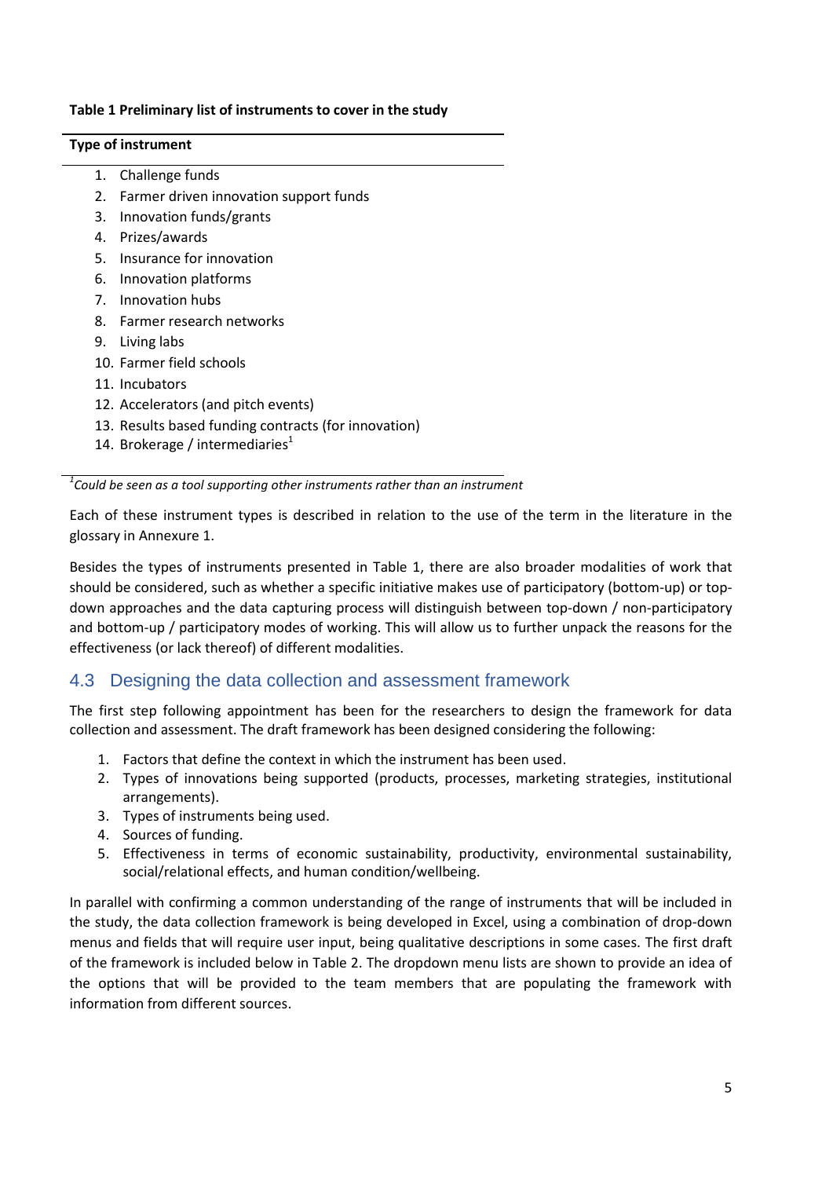**Table 1 Preliminary list of instruments to cover in the study**

| Type of instrument |
| --- |
| 1. Challenge funds |
| 2. Farmer driven innovation support funds |
| 3. Innovation funds/grants |
| 4. Prizes/awards |
| 5. Insurance for innovation |
| 6. Innovation platforms |
| 7. Innovation hubs |
| 8. Farmer research networks |
| 9. Living labs |
| 10. Farmer field schools |
| 11. Incubators |
| 12. Accelerators (and pitch events) |
| 13. Results based funding contracts (for innovation) |
| 14. Brokerage / intermediaries[1] |

*[1]Could be seen as a tool supporting other instruments rather than an instrument*

Each of these instrument types is described in relation to the use of the term in the literature in the glossary in Annexure 1.

Besides the types of instruments presented in Table 1, there are also broader modalities of work that should be considered, such as whether a specific initiative makes use of participatory (bottom-up) or top-down approaches and the data capturing process will distinguish between top-down / non-participatory and bottom-up / participatory modes of working. This will allow us to further unpack the reasons for the effectiveness (or lack thereof) of different modalities.

## 4.3 Designing the data collection and assessment framework

The first step following appointment has been for the researchers to design the framework for data collection and assessment. The draft framework has been designed considering the following:

1. Factors that define the context in which the instrument has been used.
2. Types of innovations being supported (products, processes, marketing strategies, institutional arrangements).
3. Types of instruments being used.
4. Sources of funding.
5. Effectiveness in terms of economic sustainability, productivity, environmental sustainability, social/relational effects, and human condition/wellbeing.

In parallel with confirming a common understanding of the range of instruments that will be included in the study, the data collection framework is being developed in Excel, using a combination of drop-down menus and fields that will require user input, being qualitative descriptions in some cases. The first draft of the framework is included below in Table 2. The dropdown menu lists are shown to provide an idea of the options that will be provided to the team members that are populating the framework with information from different sources.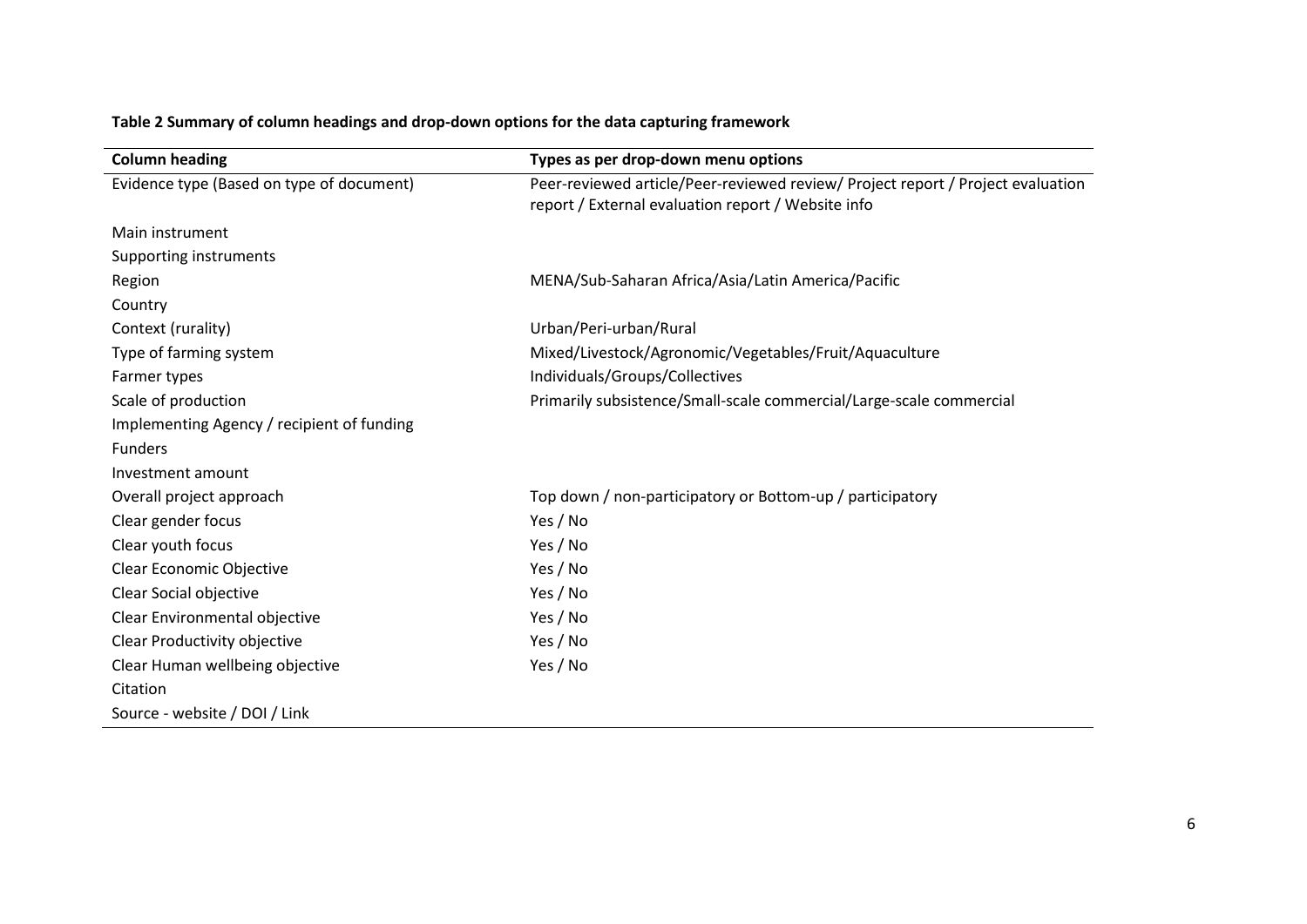**Table 2 Summary of column headings and drop-down options for the data capturing framework**

| Column heading | Types as per drop-down menu options |
|---|---|
| Evidence type (Based on type of document) | Peer-reviewed article/Peer-reviewed review/ Project report / Project evaluation report / External evaluation report / Website info |
| Main instrument | |
| Supporting instruments | |
| Region | MENA/Sub-Saharan Africa/Asia/Latin America/Pacific |
| Country | |
| Context (rurality) | Urban/Peri-urban/Rural |
| Type of farming system | Mixed/Livestock/Agronomic/Vegetables/Fruit/Aquaculture |
| Farmer types | Individuals/Groups/Collectives |
| Scale of production | Primarily subsistence/Small-scale commercial/Large-scale commercial |
| Implementing Agency / recipient of funding | |
| Funders | |
| Investment amount | |
| Overall project approach | Top down / non-participatory or Bottom-up / participatory |
| Clear gender focus | Yes / No |
| Clear youth focus | Yes / No |
| Clear Economic Objective | Yes / No |
| Clear Social objective | Yes / No |
| Clear Environmental objective | Yes / No |
| Clear Productivity objective | Yes / No |
| Clear Human wellbeing objective | Yes / No |
| Citation | |
| Source - website / DOI / Link | |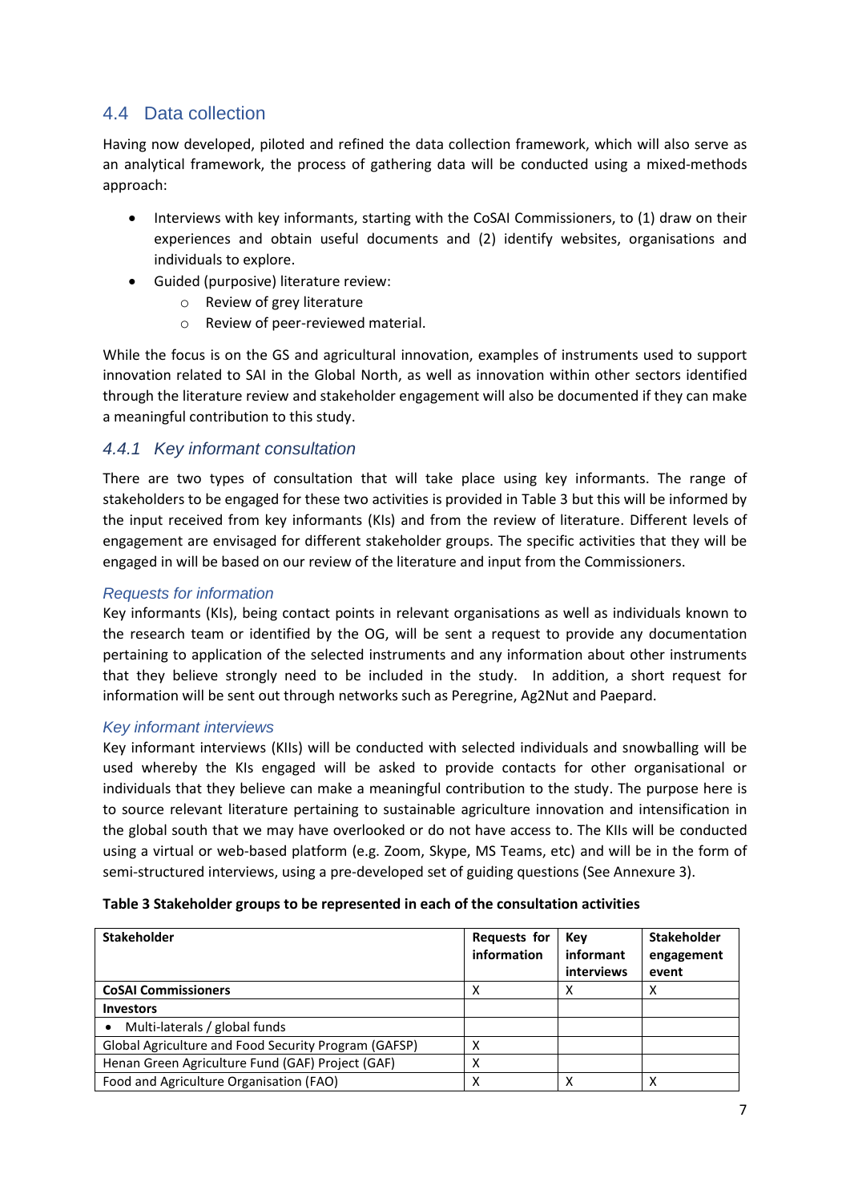## 4.4 Data collection

Having now developed, piloted and refined the data collection framework, which will also serve as an analytical framework, the process of gathering data will be conducted using a mixed-methods approach:

- Interviews with key informants, starting with the CoSAI Commissioners, to (1) draw on their experiences and obtain useful documents and (2) identify websites, organisations and individuals to explore.
- Guided (purposive) literature review:
  - Review of grey literature
  - Review of peer-reviewed material.

While the focus is on the GS and agricultural innovation, examples of instruments used to support innovation related to SAI in the Global North, as well as innovation within other sectors identified through the literature review and stakeholder engagement will also be documented if they can make a meaningful contribution to this study.

### *4.4.1 Key informant consultation*

There are two types of consultation that will take place using key informants. The range of stakeholders to be engaged for these two activities is provided in Table 3 but this will be informed by the input received from key informants (KIs) and from the review of literature. Different levels of engagement are envisaged for different stakeholder groups. The specific activities that they will be engaged in will be based on our review of the literature and input from the Commissioners.

#### *Requests for information*

Key informants (KIs), being contact points in relevant organisations as well as individuals known to the research team or identified by the OG, will be sent a request to provide any documentation pertaining to application of the selected instruments and any information about other instruments that they believe strongly need to be included in the study. In addition, a short request for information will be sent out through networks such as Peregrine, Ag2Nut and Paepard.

#### *Key informant interviews*

Key informant interviews (KIIs) will be conducted with selected individuals and snowballing will be used whereby the KIs engaged will be asked to provide contacts for other organisational or individuals that they believe can make a meaningful contribution to the study. The purpose here is to source relevant literature pertaining to sustainable agriculture innovation and intensification in the global south that we may have overlooked or do not have access to. The KIIs will be conducted using a virtual or web-based platform (e.g. Zoom, Skype, MS Teams, etc) and will be in the form of semi-structured interviews, using a pre-developed set of guiding questions (See Annexure 3).

**Table 3 Stakeholder groups to be represented in each of the consultation activities**

| **Stakeholder** | **Requests for information** | **Key informant interviews** | **Stakeholder engagement event** |
|---|---|---|---|
| **CoSAI Commissioners** | X | X | X |
| **Investors** | | | |
| • Multi-laterals / global funds | | | |
| Global Agriculture and Food Security Program (GAFSP) | X | | |
| Henan Green Agriculture Fund (GAF) Project (GAF) | X | | |
| Food and Agriculture Organisation (FAO) | X | X | X |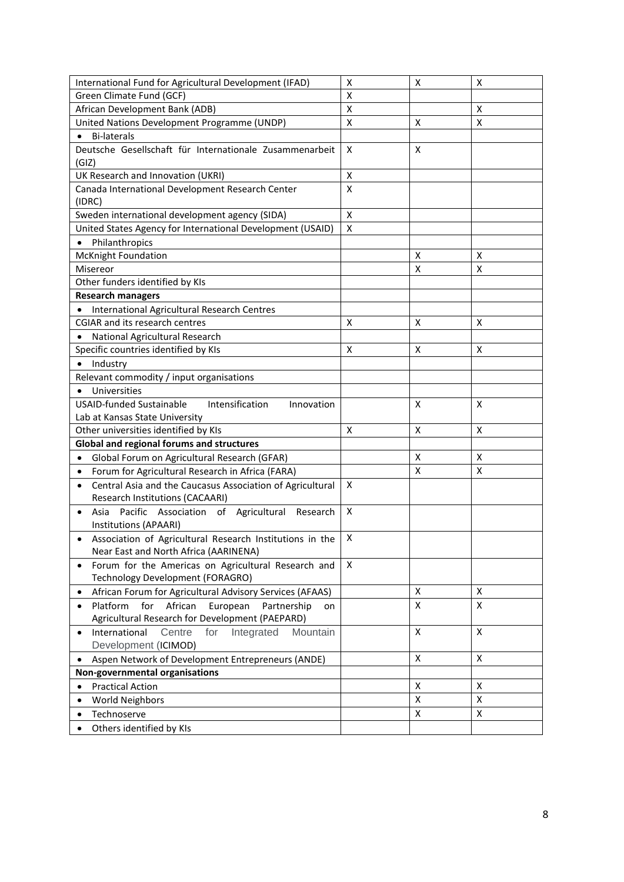| | | | |
|---|---|---|---|
| International Fund for Agricultural Development (IFAD) | X | X | X |
| Green Climate Fund (GCF) | X | | |
| African Development Bank (ADB) | X | | X |
| United Nations Development Programme (UNDP) | X | X | X |
| • Bi-laterals | | | |
| Deutsche Gesellschaft für Internationale Zusammenarbeit (GIZ) | X | X | |
| UK Research and Innovation (UKRI) | X | | |
| Canada International Development Research Center (IDRC) | X | | |
| Sweden international development agency (SIDA) | X | | |
| United States Agency for International Development (USAID) | X | | |
| • Philanthropics | | | |
| McKnight Foundation | | X | X |
| Misereor | | X | X |
| Other funders identified by KIs | | | |
| **Research managers** | | | |
| • International Agricultural Research Centres | | | |
| CGIAR and its research centres | X | X | X |
| • National Agricultural Research | | | |
| Specific countries identified by KIs | X | X | X |
| • Industry | | | |
| Relevant commodity / input organisations | | | |
| • Universities | | | |
| USAID-funded Sustainable Intensification Innovation Lab at Kansas State University | | X | X |
| Other universities identified by KIs | X | X | X |
| **Global and regional forums and structures** | | | |
| • Global Forum on Agricultural Research (GFAR) | | X | X |
| • Forum for Agricultural Research in Africa (FARA) | | X | X |
| • Central Asia and the Caucasus Association of Agricultural Research Institutions (CACAARI) | X | | |
| • Asia Pacific Association of Agricultural Research Institutions (APAARI) | X | | |
| • Association of Agricultural Research Institutions in the Near East and North Africa (AARINENA) | X | | |
| • Forum for the Americas on Agricultural Research and Technology Development (FORAGRO) | X | | |
| • African Forum for Agricultural Advisory Services (AFAAS) | | X | X |
| • Platform for African European Partnership on Agricultural Research for Development (PAEPARD) | | X | X |
| • International Centre for Integrated Mountain Development (ICIMOD) | | X | X |
| • Aspen Network of Development Entrepreneurs (ANDE) | | X | X |
| **Non-governmental organisations** | | | |
| • Practical Action | | X | X |
| • World Neighbors | | X | X |
| • Technoserve | | X | X |
| • Others identified by KIs | | | |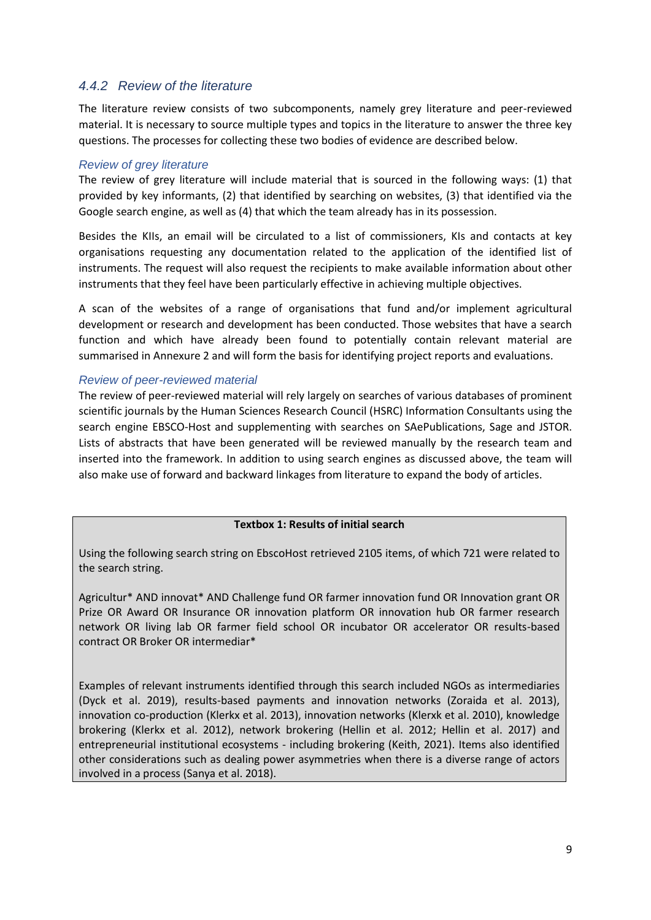### 4.4.2 Review of the literature

The literature review consists of two subcomponents, namely grey literature and peer-reviewed material. It is necessary to source multiple types and topics in the literature to answer the three key questions. The processes for collecting these two bodies of evidence are described below.

#### *Review of grey literature*

The review of grey literature will include material that is sourced in the following ways: (1) that provided by key informants, (2) that identified by searching on websites, (3) that identified via the Google search engine, as well as (4) that which the team already has in its possession.

Besides the KIIs, an email will be circulated to a list of commissioners, KIs and contacts at key organisations requesting any documentation related to the application of the identified list of instruments. The request will also request the recipients to make available information about other instruments that they feel have been particularly effective in achieving multiple objectives.

A scan of the websites of a range of organisations that fund and/or implement agricultural development or research and development has been conducted. Those websites that have a search function and which have already been found to potentially contain relevant material are summarised in Annexure 2 and will form the basis for identifying project reports and evaluations.

#### *Review of peer-reviewed material*

The review of peer-reviewed material will rely largely on searches of various databases of prominent scientific journals by the Human Sciences Research Council (HSRC) Information Consultants using the search engine EBSCO-Host and supplementing with searches on SAePublications, Sage and JSTOR. Lists of abstracts that have been generated will be reviewed manually by the research team and inserted into the framework. In addition to using search engines as discussed above, the team will also make use of forward and backward linkages from literature to expand the body of articles.

---

**Textbox 1: Results of initial search**

Using the following search string on EbscoHost retrieved 2105 items, of which 721 were related to the search string.

Agricultur* AND innovat* AND Challenge fund OR farmer innovation fund OR Innovation grant OR Prize OR Award OR Insurance OR innovation platform OR innovation hub OR farmer research network OR living lab OR farmer field school OR incubator OR accelerator OR results-based contract OR Broker OR intermediar*

Examples of relevant instruments identified through this search included NGOs as intermediaries (Dyck et al. 2019), results-based payments and innovation networks (Zoraida et al. 2013), innovation co-production (Klerkx et al. 2013), innovation networks (Klerxk et al. 2010), knowledge brokering (Klerkx et al. 2012), network brokering (Hellin et al. 2012; Hellin et al. 2017) and entrepreneurial institutional ecosystems - including brokering (Keith, 2021). Items also identified other considerations such as dealing power asymmetries when there is a diverse range of actors involved in a process (Sanya et al. 2018).

---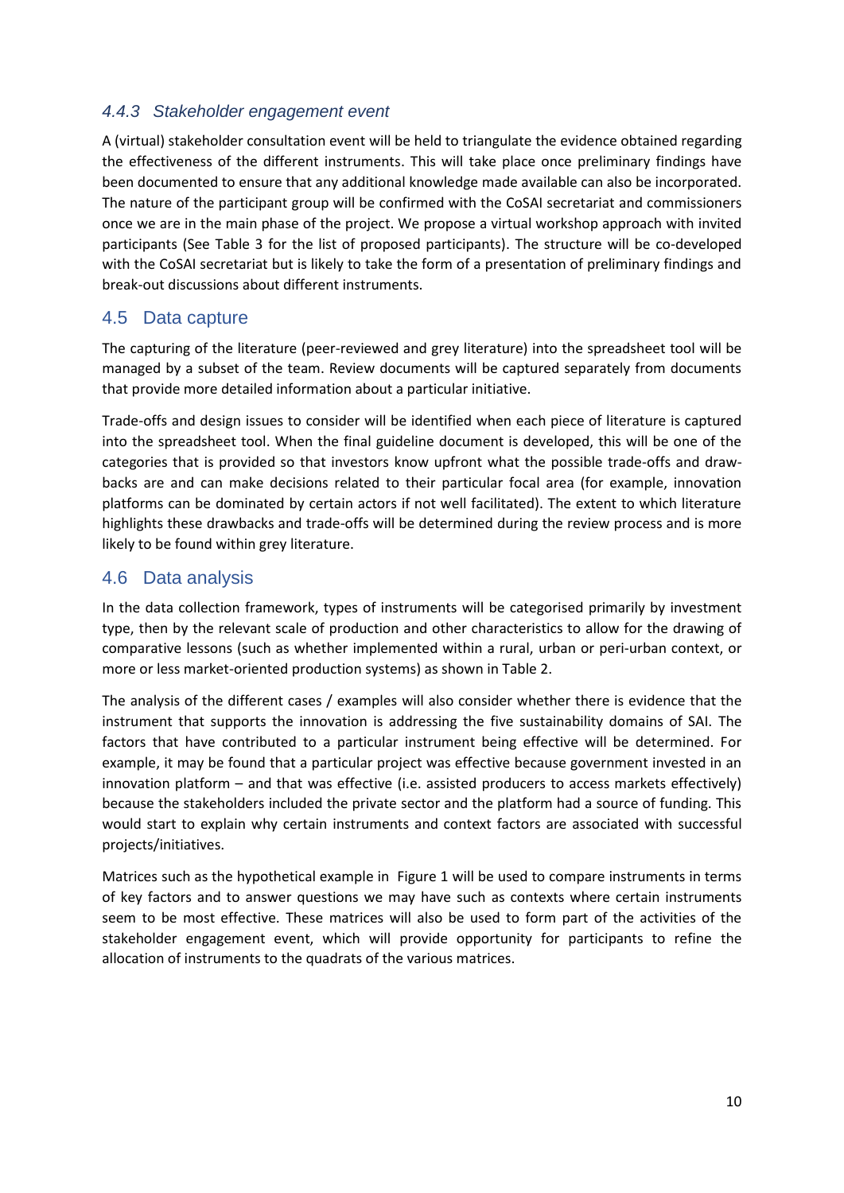### 4.4.3 Stakeholder engagement event

A (virtual) stakeholder consultation event will be held to triangulate the evidence obtained regarding the effectiveness of the different instruments. This will take place once preliminary findings have been documented to ensure that any additional knowledge made available can also be incorporated. The nature of the participant group will be confirmed with the CoSAI secretariat and commissioners once we are in the main phase of the project. We propose a virtual workshop approach with invited participants (See Table 3 for the list of proposed participants). The structure will be co-developed with the CoSAI secretariat but is likely to take the form of a presentation of preliminary findings and break-out discussions about different instruments.

## 4.5 Data capture

The capturing of the literature (peer-reviewed and grey literature) into the spreadsheet tool will be managed by a subset of the team. Review documents will be captured separately from documents that provide more detailed information about a particular initiative.

Trade-offs and design issues to consider will be identified when each piece of literature is captured into the spreadsheet tool. When the final guideline document is developed, this will be one of the categories that is provided so that investors know upfront what the possible trade-offs and draw-backs are and can make decisions related to their particular focal area (for example, innovation platforms can be dominated by certain actors if not well facilitated). The extent to which literature highlights these drawbacks and trade-offs will be determined during the review process and is more likely to be found within grey literature.

## 4.6 Data analysis

In the data collection framework, types of instruments will be categorised primarily by investment type, then by the relevant scale of production and other characteristics to allow for the drawing of comparative lessons (such as whether implemented within a rural, urban or peri-urban context, or more or less market-oriented production systems) as shown in Table 2.

The analysis of the different cases / examples will also consider whether there is evidence that the instrument that supports the innovation is addressing the five sustainability domains of SAI. The factors that have contributed to a particular instrument being effective will be determined. For example, it may be found that a particular project was effective because government invested in an innovation platform – and that was effective (i.e. assisted producers to access markets effectively) because the stakeholders included the private sector and the platform had a source of funding. This would start to explain why certain instruments and context factors are associated with successful projects/initiatives.

Matrices such as the hypothetical example in Figure 1 will be used to compare instruments in terms of key factors and to answer questions we may have such as contexts where certain instruments seem to be most effective. These matrices will also be used to form part of the activities of the stakeholder engagement event, which will provide opportunity for participants to refine the allocation of instruments to the quadrats of the various matrices.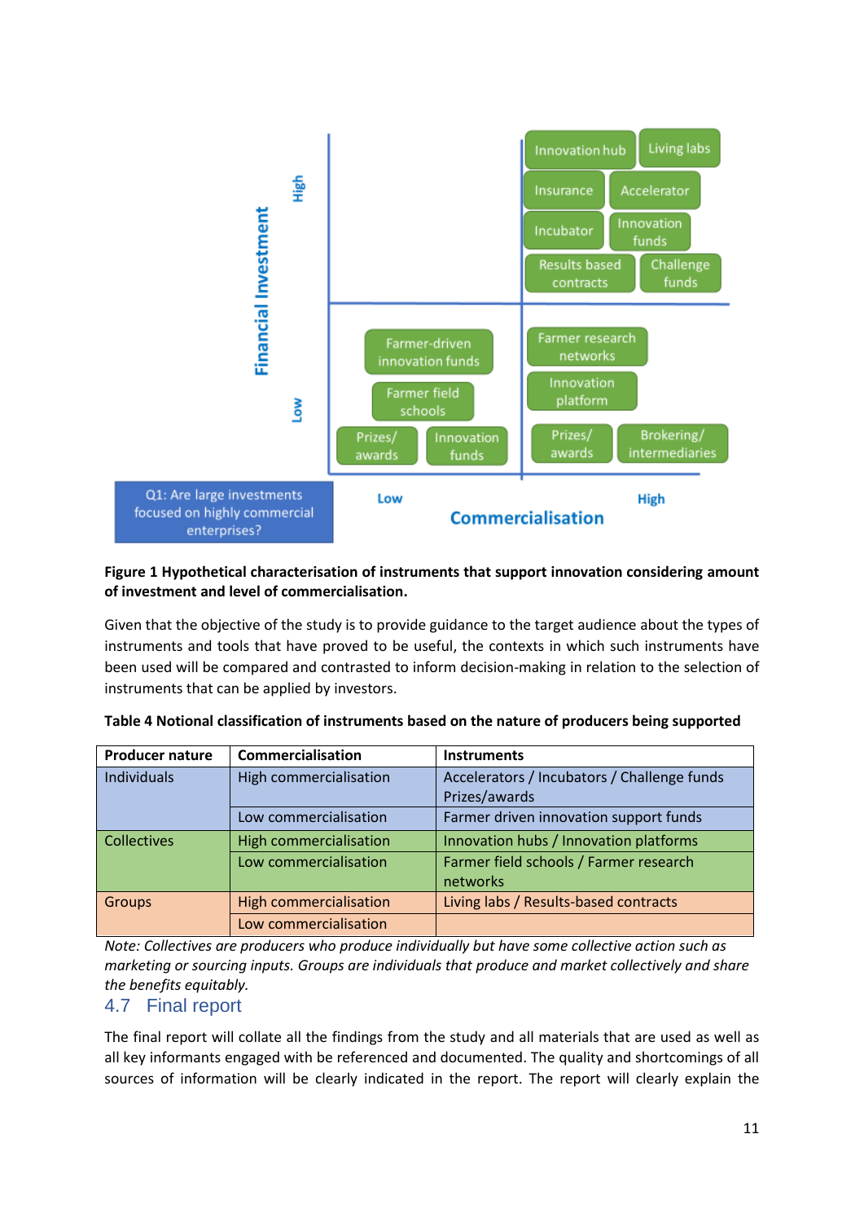Financial Investment (High / Low) vs. Commercialisation (Low / High)

High investment, high commercialisation: Innovation hub, Living labs, Insurance, Accelerator, Incubator, Innovation funds, Results based contracts, Challenge funds

Low investment, low commercialisation: Farmer-driven innovation funds, Farmer field schools, Prizes/ awards, Innovation funds

Low investment, high commercialisation: Farmer research networks, Innovation platform, Prizes/ awards, Brokering/ intermediaries

Q1: Are large investments focused on highly commercial enterprises?

**Figure 1 Hypothetical characterisation of instruments that support innovation considering amount of investment and level of commercialisation.**

Given that the objective of the study is to provide guidance to the target audience about the types of instruments and tools that have proved to be useful, the contexts in which such instruments have been used will be compared and contrasted to inform decision-making in relation to the selection of instruments that can be applied by investors.

**Table 4 Notional classification of instruments based on the nature of producers being supported**

| Producer nature | Commercialisation | Instruments |
|---|---|---|
| Individuals | High commercialisation | Accelerators / Incubators / Challenge funds Prizes/awards |
| | Low commercialisation | Farmer driven innovation support funds |
| Collectives | High commercialisation | Innovation hubs / Innovation platforms |
| | Low commercialisation | Farmer field schools / Farmer research networks |
| Groups | High commercialisation | Living labs / Results-based contracts |
| | Low commercialisation | |

*Note: Collectives are producers who produce individually but have some collective action such as marketing or sourcing inputs. Groups are individuals that produce and market collectively and share the benefits equitably.*

## 4.7 Final report

The final report will collate all the findings from the study and all materials that are used as well as all key informants engaged with be referenced and documented. The quality and shortcomings of all sources of information will be clearly indicated in the report. The report will clearly explain the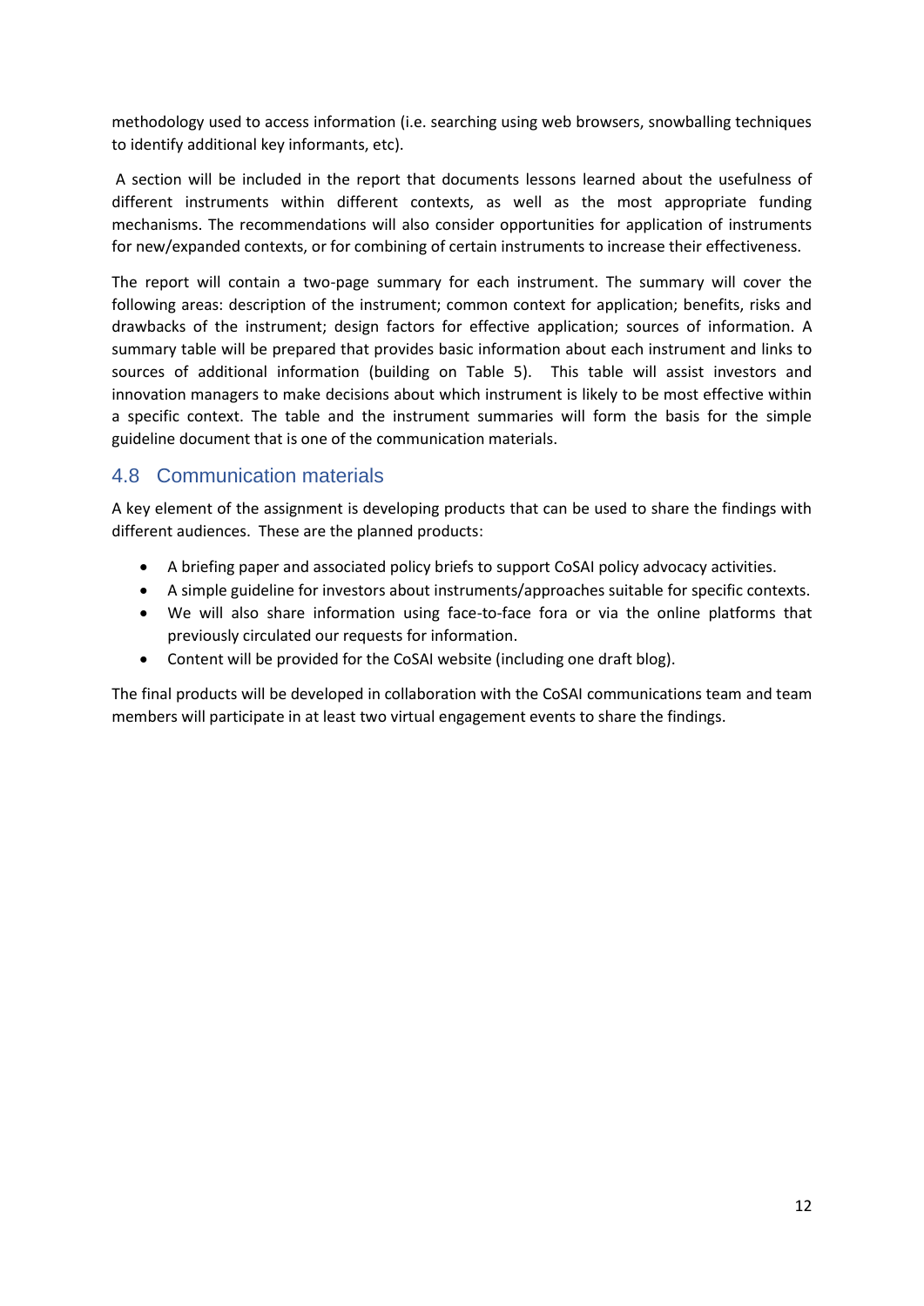methodology used to access information (i.e. searching using web browsers, snowballing techniques to identify additional key informants, etc).

A section will be included in the report that documents lessons learned about the usefulness of different instruments within different contexts, as well as the most appropriate funding mechanisms. The recommendations will also consider opportunities for application of instruments for new/expanded contexts, or for combining of certain instruments to increase their effectiveness.

The report will contain a two-page summary for each instrument. The summary will cover the following areas: description of the instrument; common context for application; benefits, risks and drawbacks of the instrument; design factors for effective application; sources of information. A summary table will be prepared that provides basic information about each instrument and links to sources of additional information (building on Table 5). This table will assist investors and innovation managers to make decisions about which instrument is likely to be most effective within a specific context. The table and the instrument summaries will form the basis for the simple guideline document that is one of the communication materials.

## 4.8 Communication materials

A key element of the assignment is developing products that can be used to share the findings with different audiences. These are the planned products:

- A briefing paper and associated policy briefs to support CoSAI policy advocacy activities.
- A simple guideline for investors about instruments/approaches suitable for specific contexts.
- We will also share information using face-to-face fora or via the online platforms that previously circulated our requests for information.
- Content will be provided for the CoSAI website (including one draft blog).

The final products will be developed in collaboration with the CoSAI communications team and team members will participate in at least two virtual engagement events to share the findings.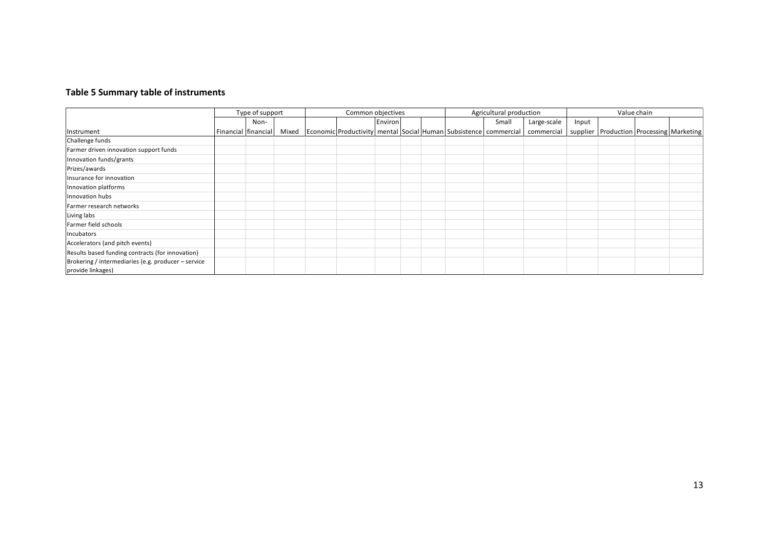**Table 5 Summary table of instruments**

| | Type of support | | | Common objectives | | | | | Agricultural production | | | Value chain | | | |
|---|---|---|---|---|---|---|---|---|---|---|---|---|---|---|---|
| Instrument | Financial | Non-financial | Mixed | Economic | Productivity | Environmental | Social | Human | Subsistence | Small commercial | Large-scale commercial | Input supplier | Production | Processing | Marketing |
| Challenge funds | | | | | | | | | | | | | | | |
| Farmer driven innovation support funds | | | | | | | | | | | | | | | |
| Innovation funds/grants | | | | | | | | | | | | | | | |
| Prizes/awards | | | | | | | | | | | | | | | |
| Insurance for innovation | | | | | | | | | | | | | | | |
| Innovation platforms | | | | | | | | | | | | | | | |
| Innovation hubs | | | | | | | | | | | | | | | |
| Farmer research networks | | | | | | | | | | | | | | | |
| Living labs | | | | | | | | | | | | | | | |
| Farmer field schools | | | | | | | | | | | | | | | |
| Incubators | | | | | | | | | | | | | | | |
| Accelerators (and pitch events) | | | | | | | | | | | | | | | |
| Results based funding contracts (for innovation) | | | | | | | | | | | | | | | |
| Brokering / intermediaries (e.g. producer – service provide linkages) | | | | | | | | | | | | | | | |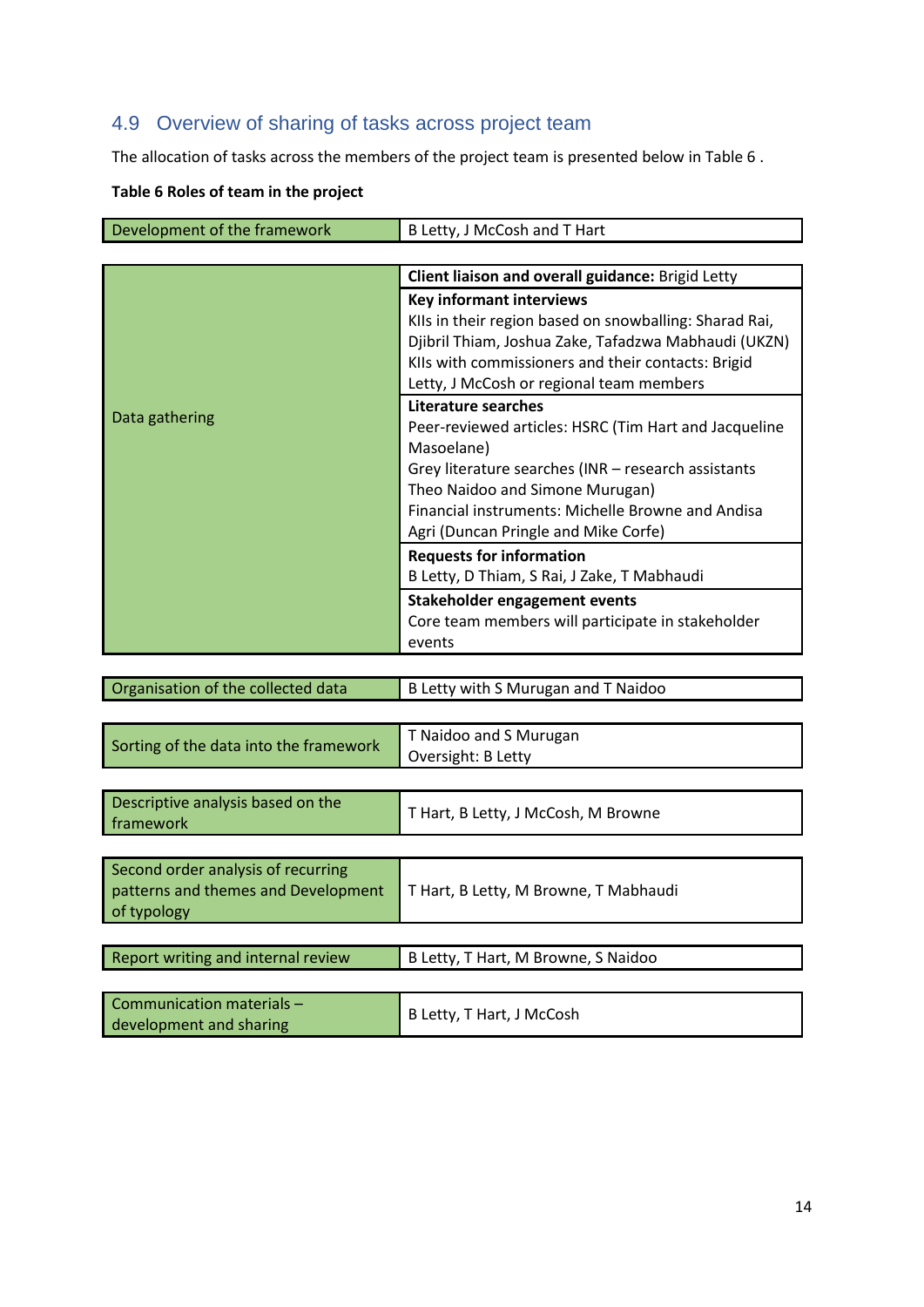## 4.9 Overview of sharing of tasks across project team

The allocation of tasks across the members of the project team is presented below in Table 6 .

**Table 6 Roles of team in the project**

| Task | Team members |
|---|---|
| Development of the framework | B Letty, J McCosh and T Hart |
| Data gathering | **Client liaison and overall guidance:** Brigid Letty<br>**Key informant interviews**<br>KIIs in their region based on snowballing: Sharad Rai, Djibril Thiam, Joshua Zake, Tafadzwa Mabhaudi (UKZN)<br>KIIs with commissioners and their contacts: Brigid Letty, J McCosh or regional team members<br>**Literature searches**<br>Peer-reviewed articles: HSRC (Tim Hart and Jacqueline Masoelane)<br>Grey literature searches (INR – research assistants Theo Naidoo and Simone Murugan)<br>Financial instruments: Michelle Browne and Andisa Agri (Duncan Pringle and Mike Corfe)<br>**Requests for information**<br>B Letty, D Thiam, S Rai, J Zake, T Mabhaudi<br>**Stakeholder engagement events**<br>Core team members will participate in stakeholder events |
| Organisation of the collected data | B Letty with S Murugan and T Naidoo |
| Sorting of the data into the framework | T Naidoo and S Murugan<br>Oversight: B Letty |
| Descriptive analysis based on the framework | T Hart, B Letty, J McCosh, M Browne |
| Second order analysis of recurring patterns and themes and Development of typology | T Hart, B Letty, M Browne, T Mabhaudi |
| Report writing and internal review | B Letty, T Hart, M Browne, S Naidoo |
| Communication materials – development and sharing | B Letty, T Hart, J McCosh |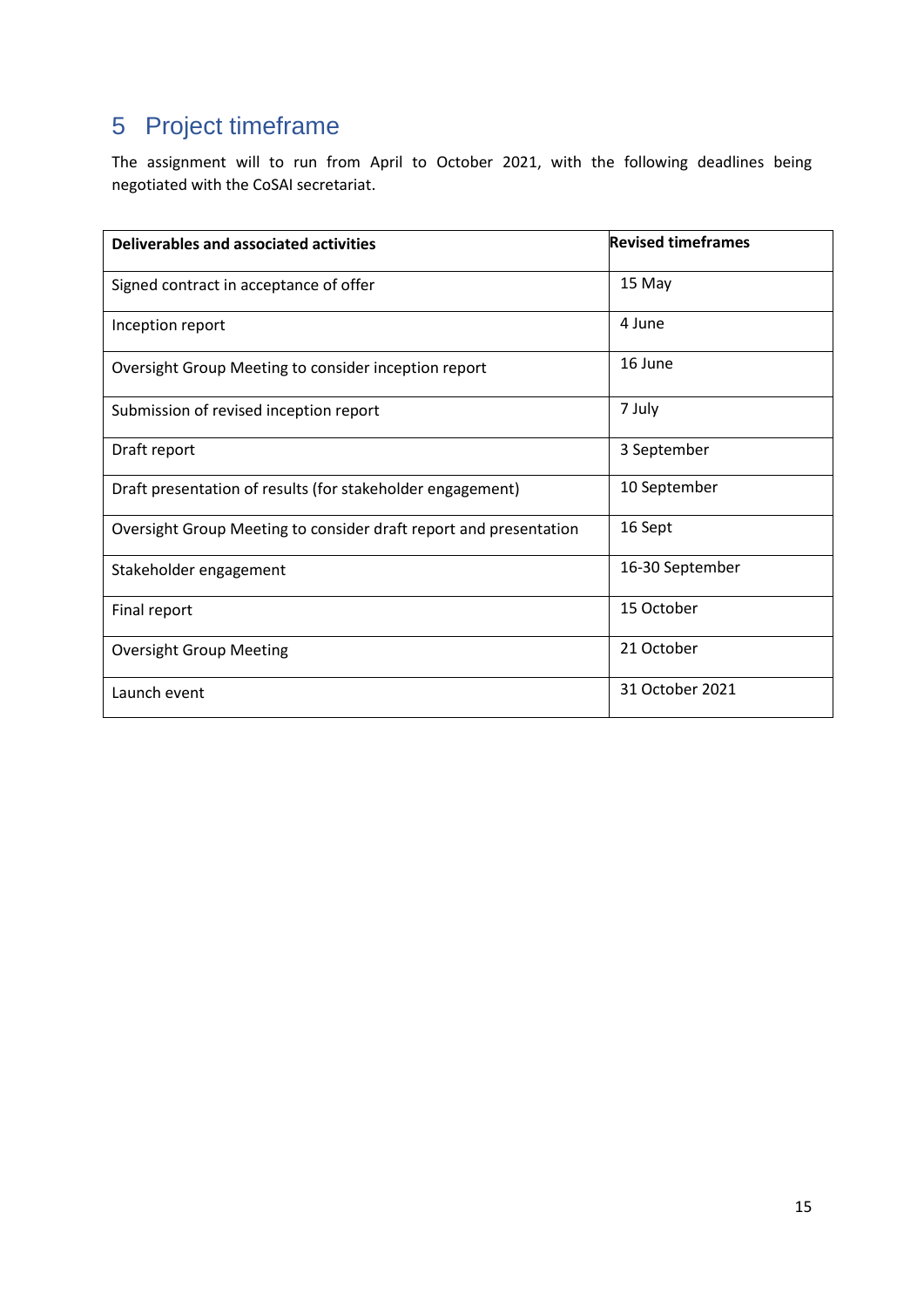## 5 Project timeframe

The assignment will to run from April to October 2021, with the following deadlines being negotiated with the CoSAI secretariat.

| Deliverables and associated activities | Revised timeframes |
|---|---|
| Signed contract in acceptance of offer | 15 May |
| Inception report | 4 June |
| Oversight Group Meeting to consider inception report | 16 June |
| Submission of revised inception report | 7 July |
| Draft report | 3 September |
| Draft presentation of results (for stakeholder engagement) | 10 September |
| Oversight Group Meeting to consider draft report and presentation | 16 Sept |
| Stakeholder engagement | 16-30 September |
| Final report | 15 October |
| Oversight Group Meeting | 21 October |
| Launch event | 31 October 2021 |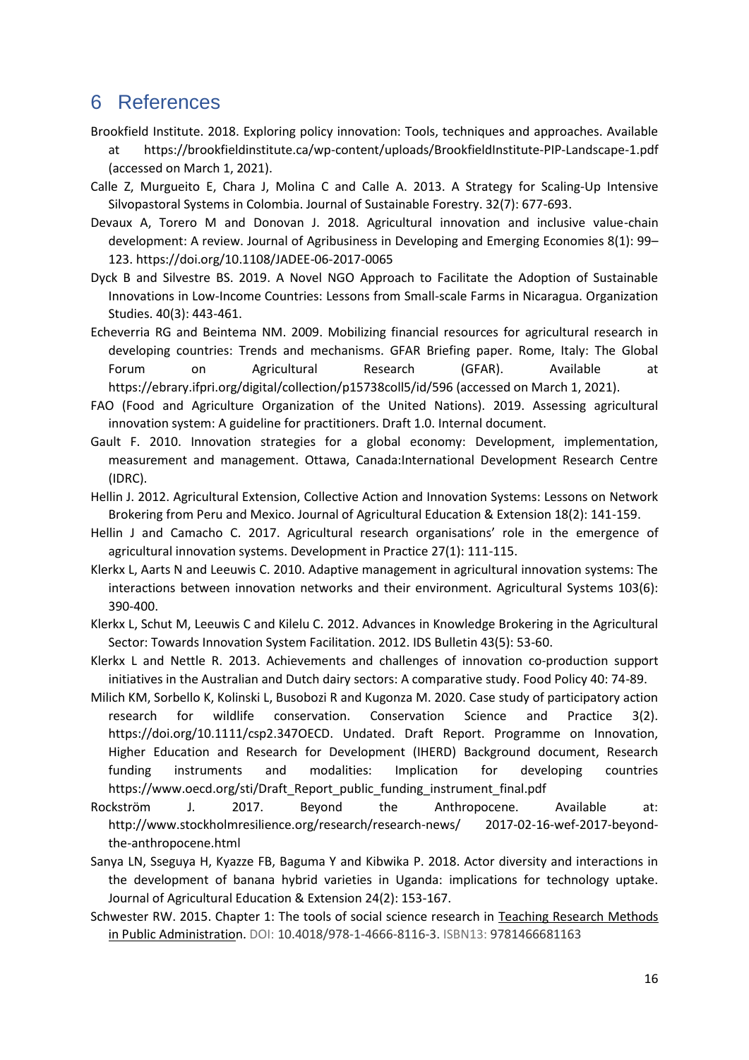# 6 References

Brookfield Institute. 2018. Exploring policy innovation: Tools, techniques and approaches. Available at https://brookfieldinstitute.ca/wp-content/uploads/BrookfieldInstitute-PIP-Landscape-1.pdf (accessed on March 1, 2021).

Calle Z, Murgueito E, Chara J, Molina C and Calle A. 2013. A Strategy for Scaling-Up Intensive Silvopastoral Systems in Colombia. Journal of Sustainable Forestry. 32(7): 677-693.

Devaux A, Torero M and Donovan J. 2018. Agricultural innovation and inclusive value-chain development: A review. Journal of Agribusiness in Developing and Emerging Economies 8(1): 99–123. https://doi.org/10.1108/JADEE-06-2017-0065

Dyck B and Silvestre BS. 2019. A Novel NGO Approach to Facilitate the Adoption of Sustainable Innovations in Low-Income Countries: Lessons from Small-scale Farms in Nicaragua. Organization Studies. 40(3): 443-461.

Echeverria RG and Beintema NM. 2009. Mobilizing financial resources for agricultural research in developing countries: Trends and mechanisms. GFAR Briefing paper. Rome, Italy: The Global Forum on Agricultural Research (GFAR). Available at https://ebrary.ifpri.org/digital/collection/p15738coll5/id/596 (accessed on March 1, 2021).

FAO (Food and Agriculture Organization of the United Nations). 2019. Assessing agricultural innovation system: A guideline for practitioners. Draft 1.0. Internal document.

Gault F. 2010. Innovation strategies for a global economy: Development, implementation, measurement and management. Ottawa, Canada:International Development Research Centre (IDRC).

Hellin J. 2012. Agricultural Extension, Collective Action and Innovation Systems: Lessons on Network Brokering from Peru and Mexico. Journal of Agricultural Education & Extension 18(2): 141-159.

Hellin J and Camacho C. 2017. Agricultural research organisations' role in the emergence of agricultural innovation systems. Development in Practice 27(1): 111-115.

Klerkx L, Aarts N and Leeuwis C. 2010. Adaptive management in agricultural innovation systems: The interactions between innovation networks and their environment. Agricultural Systems 103(6): 390-400.

Klerkx L, Schut M, Leeuwis C and Kilelu C. 2012. Advances in Knowledge Brokering in the Agricultural Sector: Towards Innovation System Facilitation. 2012. IDS Bulletin 43(5): 53-60.

Klerkx L and Nettle R. 2013. Achievements and challenges of innovation co-production support initiatives in the Australian and Dutch dairy sectors: A comparative study. Food Policy 40: 74-89.

Milich KM, Sorbello K, Kolinski L, Busobozi R and Kugonza M. 2020. Case study of participatory action research for wildlife conservation. Conservation Science and Practice 3(2). https://doi.org/10.1111/csp2.347OECD. Undated. Draft Report. Programme on Innovation, Higher Education and Research for Development (IHERD) Background document, Research funding instruments and modalities: Implication for developing countries https://www.oecd.org/sti/Draft_Report_public_funding_instrument_final.pdf

Rockström J. 2017. Beyond the Anthropocene. Available at: http://www.stockholmresilience.org/research/research-news/ 2017-02-16-wef-2017-beyond-the-anthropocene.html

Sanya LN, Sseguya H, Kyazze FB, Baguma Y and Kibwika P. 2018. Actor diversity and interactions in the development of banana hybrid varieties in Uganda: implications for technology uptake. Journal of Agricultural Education & Extension 24(2): 153-167.

Schwester RW. 2015. Chapter 1: The tools of social science research in Teaching Research Methods in Public Administration. DOI: 10.4018/978-1-4666-8116-3. ISBN13: 9781466681163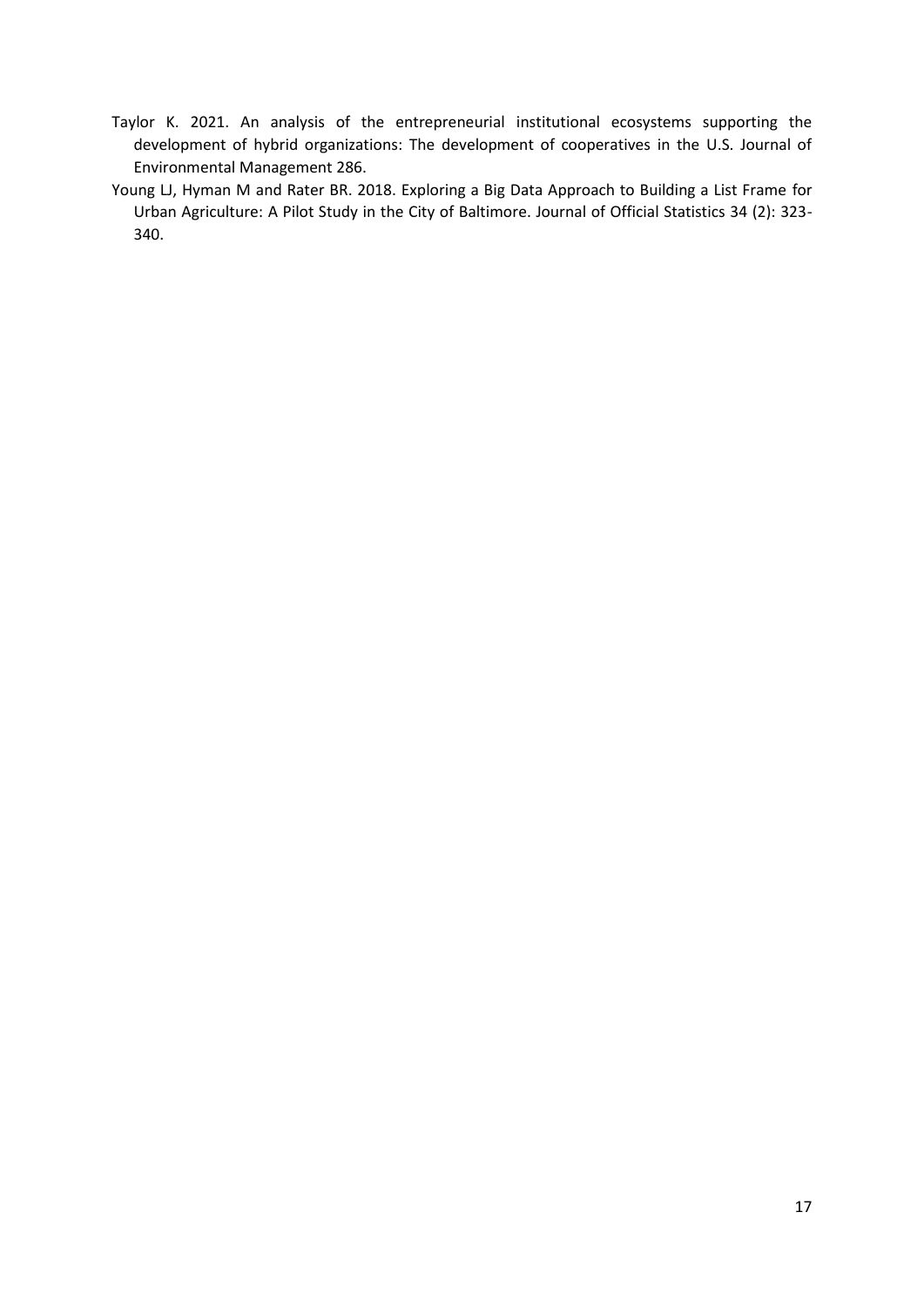Taylor K. 2021. An analysis of the entrepreneurial institutional ecosystems supporting the development of hybrid organizations: The development of cooperatives in the U.S. Journal of Environmental Management 286.

Young LJ, Hyman M and Rater BR. 2018. Exploring a Big Data Approach to Building a List Frame for Urban Agriculture: A Pilot Study in the City of Baltimore. Journal of Official Statistics 34 (2): 323-340.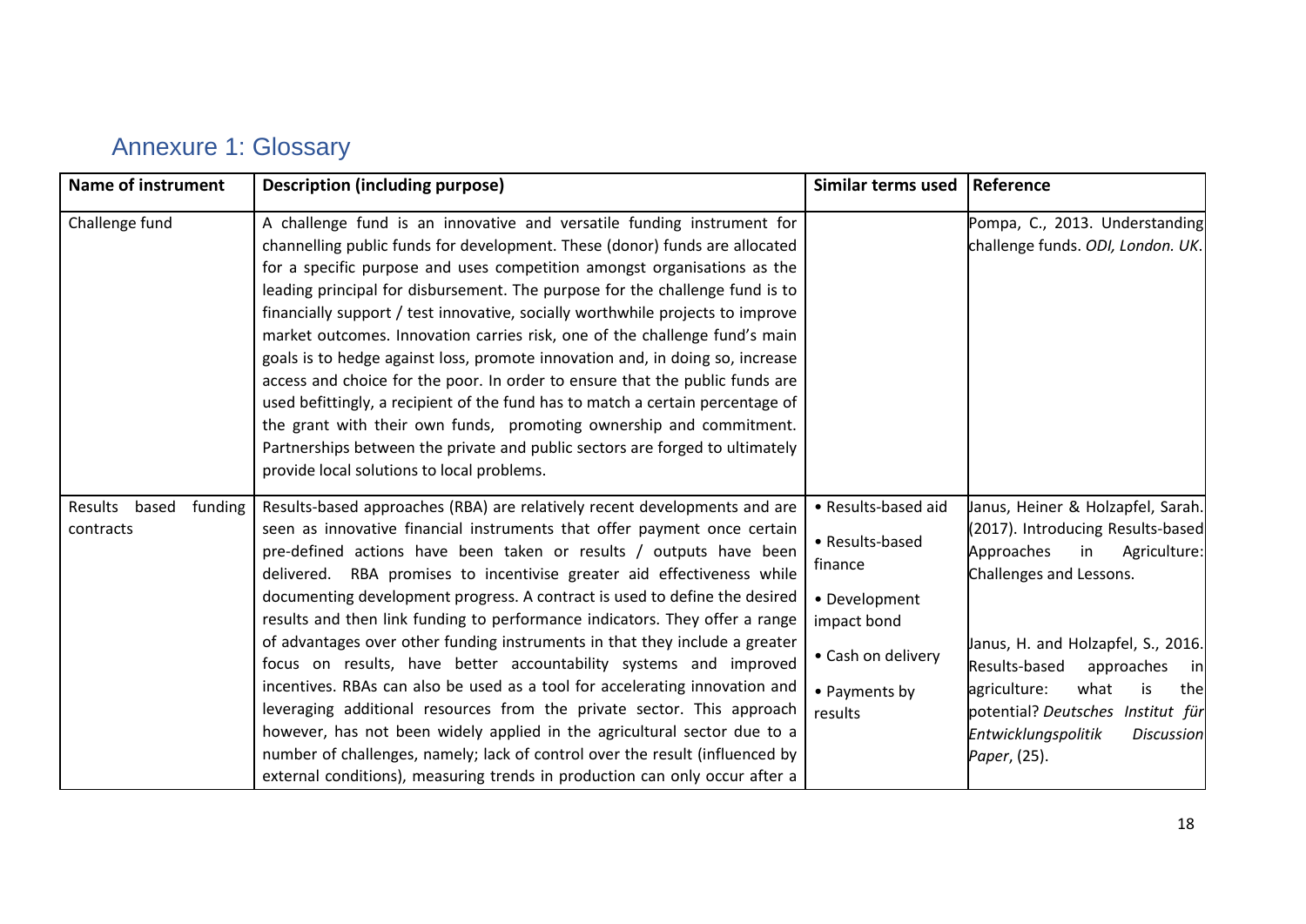## Annexure 1: Glossary

| Name of instrument | Description (including purpose) | Similar terms used | Reference |
|---|---|---|---|
| Challenge fund | A challenge fund is an innovative and versatile funding instrument for channelling public funds for development. These (donor) funds are allocated for a specific purpose and uses competition amongst organisations as the leading principal for disbursement. The purpose for the challenge fund is to financially support / test innovative, socially worthwhile projects to improve market outcomes. Innovation carries risk, one of the challenge fund's main goals is to hedge against loss, promote innovation and, in doing so, increase access and choice for the poor. In order to ensure that the public funds are used befittingly, a recipient of the fund has to match a certain percentage of the grant with their own funds, promoting ownership and commitment. Partnerships between the private and public sectors are forged to ultimately provide local solutions to local problems. | | Pompa, C., 2013. Understanding challenge funds. *ODI, London. UK*. |
| Results based funding contracts | Results-based approaches (RBA) are relatively recent developments and are seen as innovative financial instruments that offer payment once certain pre-defined actions have been taken or results / outputs have been delivered. RBA promises to incentivise greater aid effectiveness while documenting development progress. A contract is used to define the desired results and then link funding to performance indicators. They offer a range of advantages over other funding instruments in that they include a greater focus on results, have better accountability systems and improved incentives. RBAs can also be used as a tool for accelerating innovation and leveraging additional resources from the private sector. This approach however, has not been widely applied in the agricultural sector due to a number of challenges, namely; lack of control over the result (influenced by external conditions), measuring trends in production can only occur after a | • Results-based aid<br>• Results-based finance<br>• Development impact bond<br>• Cash on delivery<br>• Payments by results | Janus, Heiner & Holzapfel, Sarah. (2017). Introducing Results-based Approaches in Agriculture: Challenges and Lessons.<br><br>Janus, H. and Holzapfel, S., 2016. Results-based approaches in agriculture: what is the potential? *Deutsches Institut für Entwicklungspolitik Discussion Paper*, (25). |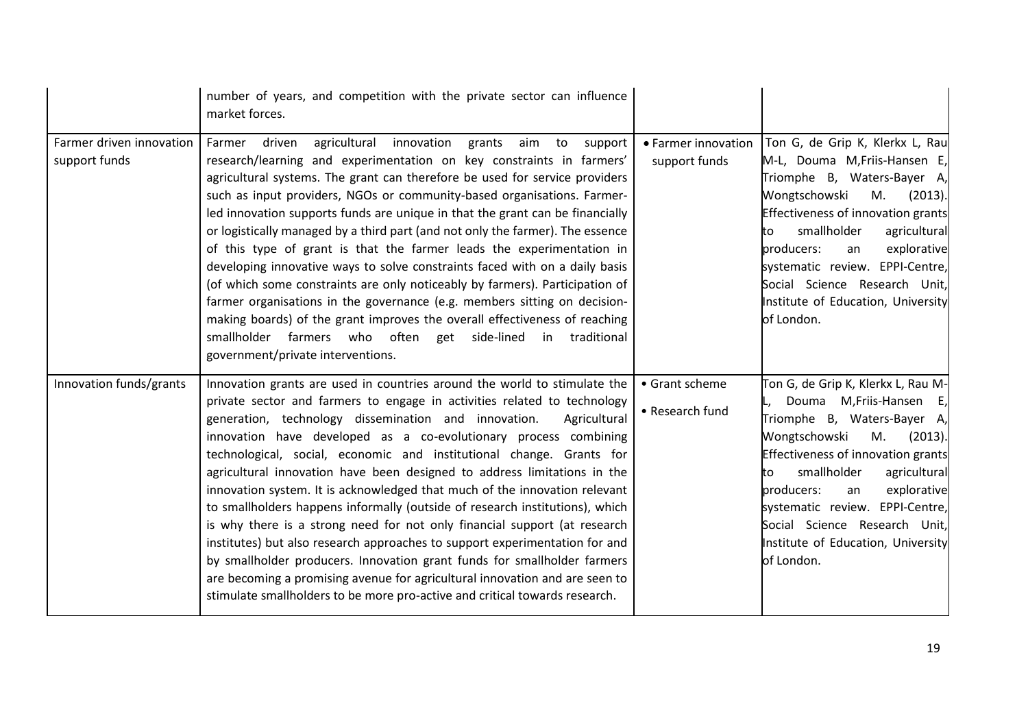| | | | |
|---|---|---|---|
| | number of years, and competition with the private sector can influence market forces. | | |
| Farmer driven innovation support funds | Farmer driven agricultural innovation grants aim to support research/learning and experimentation on key constraints in farmers' agricultural systems. The grant can therefore be used for service providers such as input providers, NGOs or community-based organisations. Farmer-led innovation supports funds are unique in that the grant can be financially or logistically managed by a third part (and not only the farmer). The essence of this type of grant is that the farmer leads the experimentation in developing innovative ways to solve constraints faced with on a daily basis (of which some constraints are only noticeably by farmers). Participation of farmer organisations in the governance (e.g. members sitting on decision-making boards) of the grant improves the overall effectiveness of reaching smallholder farmers who often get side-lined in traditional government/private interventions. | • Farmer innovation support funds | Ton G, de Grip K, Klerkx L, Rau M-L, Douma M,Friis-Hansen E, Triomphe B, Waters-Bayer A, Wongtschowski M. (2013). Effectiveness of innovation grants to smallholder agricultural producers: an explorative systematic review. EPPI-Centre, Social Science Research Unit, Institute of Education, University of London. |
| Innovation funds/grants | Innovation grants are used in countries around the world to stimulate the private sector and farmers to engage in activities related to technology generation, technology dissemination and innovation. Agricultural innovation have developed as a co-evolutionary process combining technological, social, economic and institutional change. Grants for agricultural innovation have been designed to address limitations in the innovation system. It is acknowledged that much of the innovation relevant to smallholders happens informally (outside of research institutions), which is why there is a strong need for not only financial support (at research institutes) but also research approaches to support experimentation for and by smallholder producers. Innovation grant funds for smallholder farmers are becoming a promising avenue for agricultural innovation and are seen to stimulate smallholders to be more pro-active and critical towards research. | • Grant scheme<br>• Research fund | Ton G, de Grip K, Klerkx L, Rau M-L, Douma M,Friis-Hansen E, Triomphe B, Waters-Bayer A, Wongtschowski M. (2013). Effectiveness of innovation grants to smallholder agricultural producers: an explorative systematic review. EPPI-Centre, Social Science Research Unit, Institute of Education, University of London. |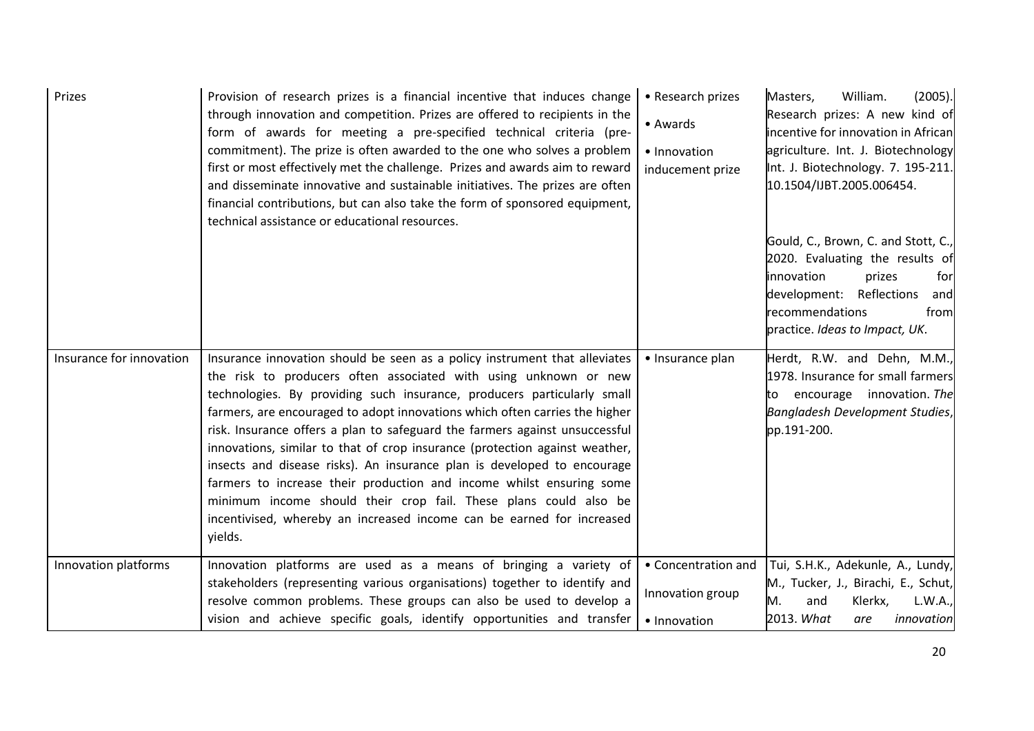| Prizes | Provision of research prizes is a financial incentive that induces change through innovation and competition. Prizes are offered to recipients in the form of awards for meeting a pre-specified technical criteria (pre-commitment). The prize is often awarded to the one who solves a problem first or most effectively met the challenge. Prizes and awards aim to reward and disseminate innovative and sustainable initiatives. The prizes are often financial contributions, but can also take the form of sponsored equipment, technical assistance or educational resources. | • Research prizes<br>• Awards<br>• Innovation inducement prize | Masters, William. (2005). Research prizes: A new kind of incentive for innovation in African agriculture. Int. J. Biotechnology Int. J. Biotechnology. 7. 195-211. 10.1504/IJBT.2005.006454.<br><br>Gould, C., Brown, C. and Stott, C., 2020. Evaluating the results of innovation prizes for development: Reflections and recommendations from practice. *Ideas to Impact, UK*. |
|---|---|---|---|
| Insurance for innovation | Insurance innovation should be seen as a policy instrument that alleviates the risk to producers often associated with using unknown or new technologies. By providing such insurance, producers particularly small farmers, are encouraged to adopt innovations which often carries the higher risk. Insurance offers a plan to safeguard the farmers against unsuccessful innovations, similar to that of crop insurance (protection against weather, insects and disease risks). An insurance plan is developed to encourage farmers to increase their production and income whilst ensuring some minimum income should their crop fail. These plans could also be incentivised, whereby an increased income can be earned for increased yields. | • Insurance plan | Herdt, R.W. and Dehn, M.M., 1978. Insurance for small farmers to encourage innovation. *The Bangladesh Development Studies*, pp.191-200. |
| Innovation platforms | Innovation platforms are used as a means of bringing a variety of stakeholders (representing various organisations) together to identify and resolve common problems. These groups can also be used to develop a vision and achieve specific goals, identify opportunities and transfer | • Concentration and Innovation group<br>• Innovation | Tui, S.H.K., Adekunle, A., Lundy, M., Tucker, J., Birachi, E., Schut, M. and Klerkx, L.W.A., 2013. *What are innovation* |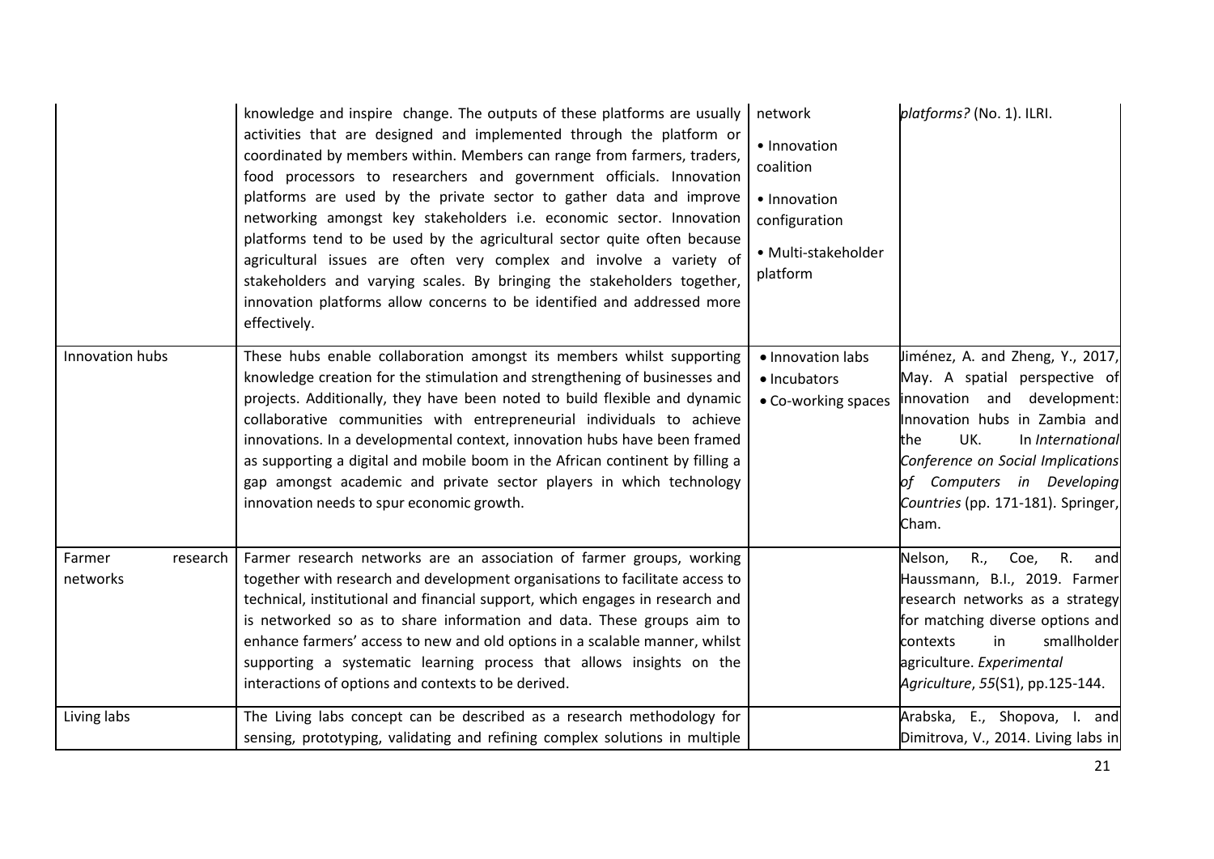| | | | |
|---|---|---|---|
| | knowledge and inspire change. The outputs of these platforms are usually activities that are designed and implemented through the platform or coordinated by members within. Members can range from farmers, traders, food processors to researchers and government officials. Innovation platforms are used by the private sector to gather data and improve networking amongst key stakeholders i.e. economic sector. Innovation platforms tend to be used by the agricultural sector quite often because agricultural issues are often very complex and involve a variety of stakeholders and varying scales. By bringing the stakeholders together, innovation platforms allow concerns to be identified and addressed more effectively. | network<br>• Innovation coalition<br>• Innovation configuration<br>• Multi-stakeholder platform | *platforms?* (No. 1). ILRI. |
| Innovation hubs | These hubs enable collaboration amongst its members whilst supporting knowledge creation for the stimulation and strengthening of businesses and projects. Additionally, they have been noted to build flexible and dynamic collaborative communities with entrepreneurial individuals to achieve innovations. In a developmental context, innovation hubs have been framed as supporting a digital and mobile boom in the African continent by filling a gap amongst academic and private sector players in which technology innovation needs to spur economic growth. | • Innovation labs<br>• Incubators<br>• Co-working spaces | Jiménez, A. and Zheng, Y., 2017, May. A spatial perspective of innovation and development: Innovation hubs in Zambia and the UK. In *International Conference on Social Implications of Computers in Developing Countries* (pp. 171-181). Springer, Cham. |
| Farmer research networks | Farmer research networks are an association of farmer groups, working together with research and development organisations to facilitate access to technical, institutional and financial support, which engages in research and is networked so as to share information and data. These groups aim to enhance farmers' access to new and old options in a scalable manner, whilst supporting a systematic learning process that allows insights on the interactions of options and contexts to be derived. | | Nelson, R., Coe, R. and Haussmann, B.I., 2019. Farmer research networks as a strategy for matching diverse options and contexts in smallholder agriculture. *Experimental Agriculture*, *55*(S1), pp.125-144. |
| Living labs | The Living labs concept can be described as a research methodology for sensing, prototyping, validating and refining complex solutions in multiple | | Arabska, E., Shopova, I. and Dimitrova, V., 2014. Living labs in |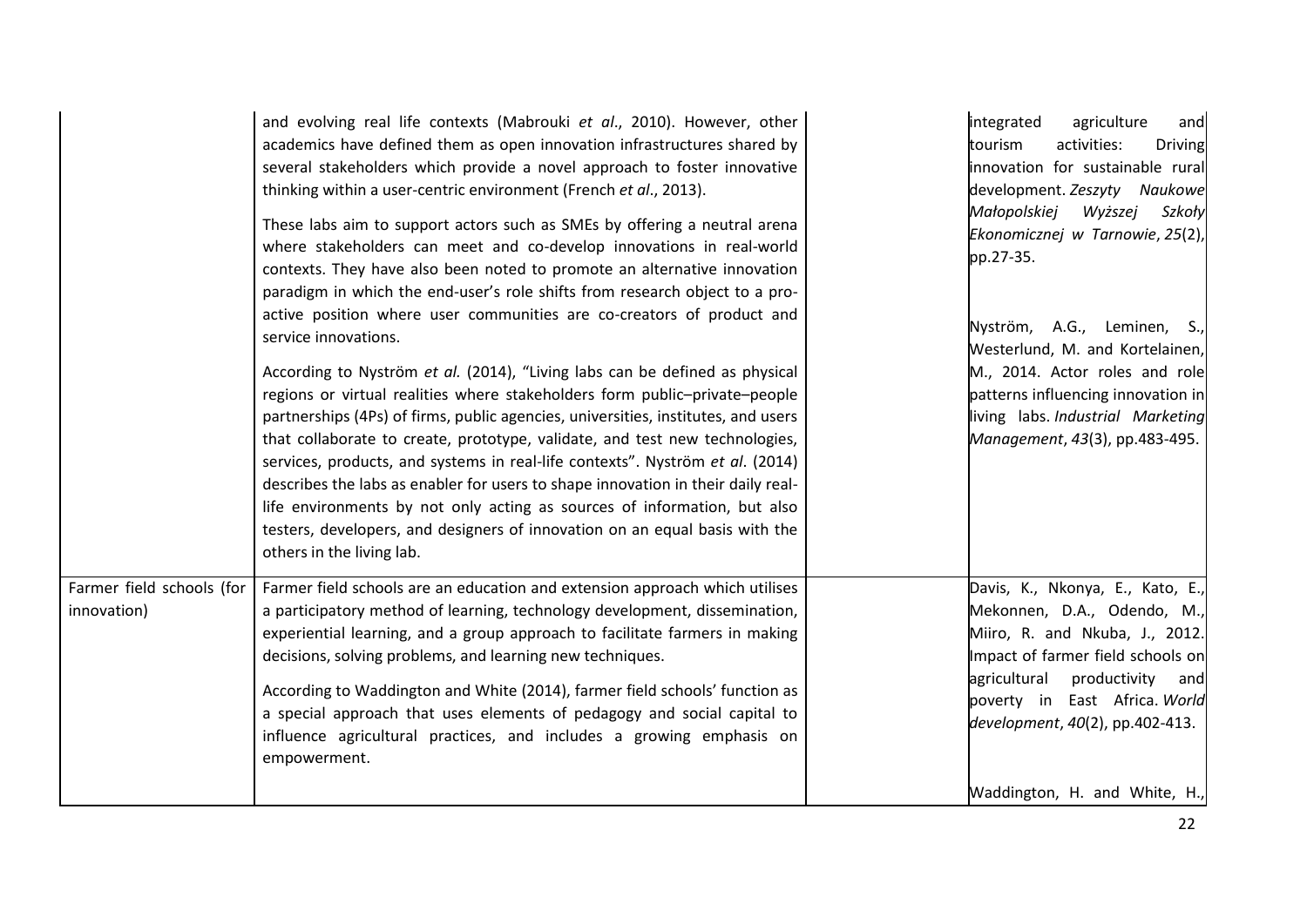| | | | |
|---|---|---|---|
| | and evolving real life contexts (Mabrouki *et al*., 2010). However, other academics have defined them as open innovation infrastructures shared by several stakeholders which provide a novel approach to foster innovative thinking within a user-centric environment (French *et al*., 2013).<br><br>These labs aim to support actors such as SMEs by offering a neutral arena where stakeholders can meet and co-develop innovations in real-world contexts. They have also been noted to promote an alternative innovation paradigm in which the end-user's role shifts from research object to a pro-active position where user communities are co-creators of product and service innovations.<br><br>According to Nyström *et al.* (2014), "Living labs can be defined as physical regions or virtual realities where stakeholders form public–private–people partnerships (4Ps) of firms, public agencies, universities, institutes, and users that collaborate to create, prototype, validate, and test new technologies, services, products, and systems in real-life contexts". Nyström *et al*. (2014) describes the labs as enabler for users to shape innovation in their daily real-life environments by not only acting as sources of information, but also testers, developers, and designers of innovation on an equal basis with the others in the living lab. | | integrated agriculture and tourism activities: Driving innovation for sustainable rural development. *Zeszyty Naukowe Małopolskiej Wyższej Szkoły Ekonomicznej w Tarnowie*, *25*(2), pp.27-35.<br><br>Nyström, A.G., Leminen, S., Westerlund, M. and Kortelainen, M., 2014. Actor roles and role patterns influencing innovation in living labs. *Industrial Marketing Management*, *43*(3), pp.483-495. |
| Farmer field schools (for innovation) | Farmer field schools are an education and extension approach which utilises a participatory method of learning, technology development, dissemination, experiential learning, and a group approach to facilitate farmers in making decisions, solving problems, and learning new techniques.<br><br>According to Waddington and White (2014), farmer field schools' function as a special approach that uses elements of pedagogy and social capital to influence agricultural practices, and includes a growing emphasis on empowerment. | | Davis, K., Nkonya, E., Kato, E., Mekonnen, D.A., Odendo, M., Miiro, R. and Nkuba, J., 2012. Impact of farmer field schools on agricultural productivity and poverty in East Africa. *World development*, *40*(2), pp.402-413.<br><br>Waddington, H. and White, H., |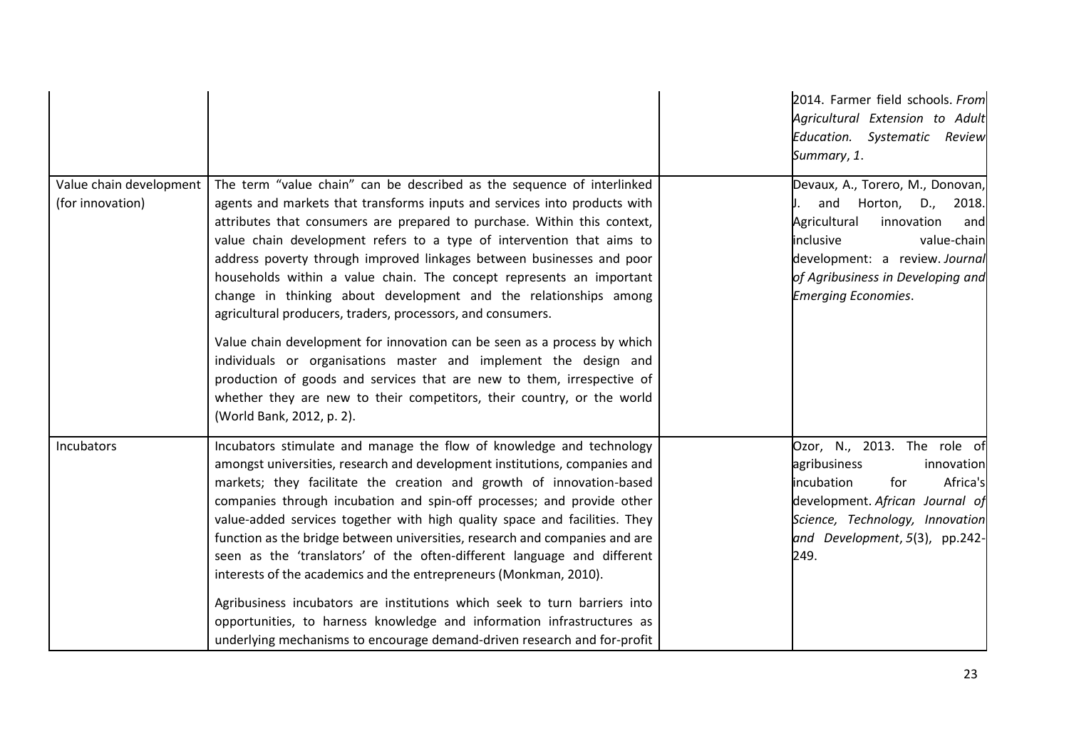| | | | |
|---|---|---|---|
| | | | 2014. Farmer field schools. *From Agricultural Extension to Adult Education. Systematic Review Summary*, *1*. |
| Value chain development (for innovation) | The term "value chain" can be described as the sequence of interlinked agents and markets that transforms inputs and services into products with attributes that consumers are prepared to purchase. Within this context, value chain development refers to a type of intervention that aims to address poverty through improved linkages between businesses and poor households within a value chain. The concept represents an important change in thinking about development and the relationships among agricultural producers, traders, processors, and consumers.<br><br>Value chain development for innovation can be seen as a process by which individuals or organisations master and implement the design and production of goods and services that are new to them, irrespective of whether they are new to their competitors, their country, or the world (World Bank, 2012, p. 2). | | Devaux, A., Torero, M., Donovan, J. and Horton, D., 2018. Agricultural innovation and inclusive value-chain development: a review. *Journal of Agribusiness in Developing and Emerging Economies*. |
| Incubators | Incubators stimulate and manage the flow of knowledge and technology amongst universities, research and development institutions, companies and markets; they facilitate the creation and growth of innovation-based companies through incubation and spin-off processes; and provide other value-added services together with high quality space and facilities. They function as the bridge between universities, research and companies and are seen as the 'translators' of the often-different language and different interests of the academics and the entrepreneurs (Monkman, 2010).<br><br>Agribusiness incubators are institutions which seek to turn barriers into opportunities, to harness knowledge and information infrastructures as underlying mechanisms to encourage demand-driven research and for-profit | | Ozor, N., 2013. The role of agribusiness innovation incubation for Africa's development. *African Journal of Science, Technology, Innovation and Development*, *5*(3), pp.242-249. |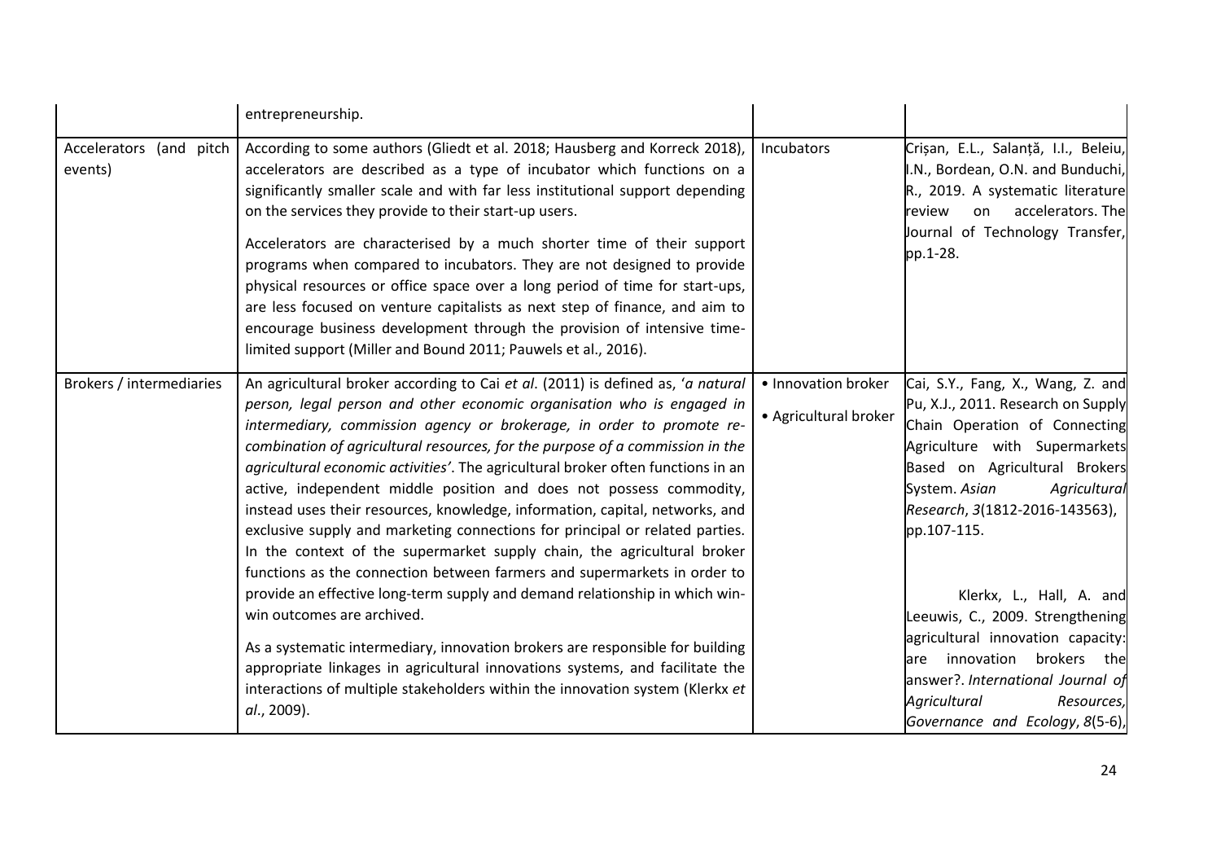| | | | |
|---|---|---|---|
| | entrepreneurship. | | |
| Accelerators (and pitch events) | According to some authors (Gliedt et al. 2018; Hausberg and Korreck 2018), accelerators are described as a type of incubator which functions on a significantly smaller scale and with far less institutional support depending on the services they provide to their start-up users.<br><br>Accelerators are characterised by a much shorter time of their support programs when compared to incubators. They are not designed to provide physical resources or office space over a long period of time for start-ups, are less focused on venture capitalists as next step of finance, and aim to encourage business development through the provision of intensive time-limited support (Miller and Bound 2011; Pauwels et al., 2016). | Incubators | Crișan, E.L., Salanță, I.I., Beleiu, I.N., Bordean, O.N. and Bunduchi, R., 2019. A systematic literature review on accelerators. The Journal of Technology Transfer, pp.1-28. |
| Brokers / intermediaries | An agricultural broker according to Cai *et al*. (2011) is defined as, '*a natural person, legal person and other economic organisation who is engaged in intermediary, commission agency or brokerage, in order to promote re-combination of agricultural resources, for the purpose of a commission in the agricultural economic activities'*. The agricultural broker often functions in an active, independent middle position and does not possess commodity, instead uses their resources, knowledge, information, capital, networks, and exclusive supply and marketing connections for principal or related parties. In the context of the supermarket supply chain, the agricultural broker functions as the connection between farmers and supermarkets in order to provide an effective long-term supply and demand relationship in which win-win outcomes are archived.<br><br>As a systematic intermediary, innovation brokers are responsible for building appropriate linkages in agricultural innovations systems, and facilitate the interactions of multiple stakeholders within the innovation system (Klerkx *et al*., 2009). | • Innovation broker<br>• Agricultural broker | Cai, S.Y., Fang, X., Wang, Z. and Pu, X.J., 2011. Research on Supply Chain Operation of Connecting Agriculture with Supermarkets Based on Agricultural Brokers System. *Asian Agricultural Research*, *3*(1812-2016-143563), pp.107-115.<br><br>Klerkx, L., Hall, A. and Leeuwis, C., 2009. Strengthening agricultural innovation capacity: are innovation brokers the answer?. *International Journal of Agricultural Resources, Governance and Ecology*, *8*(5-6), |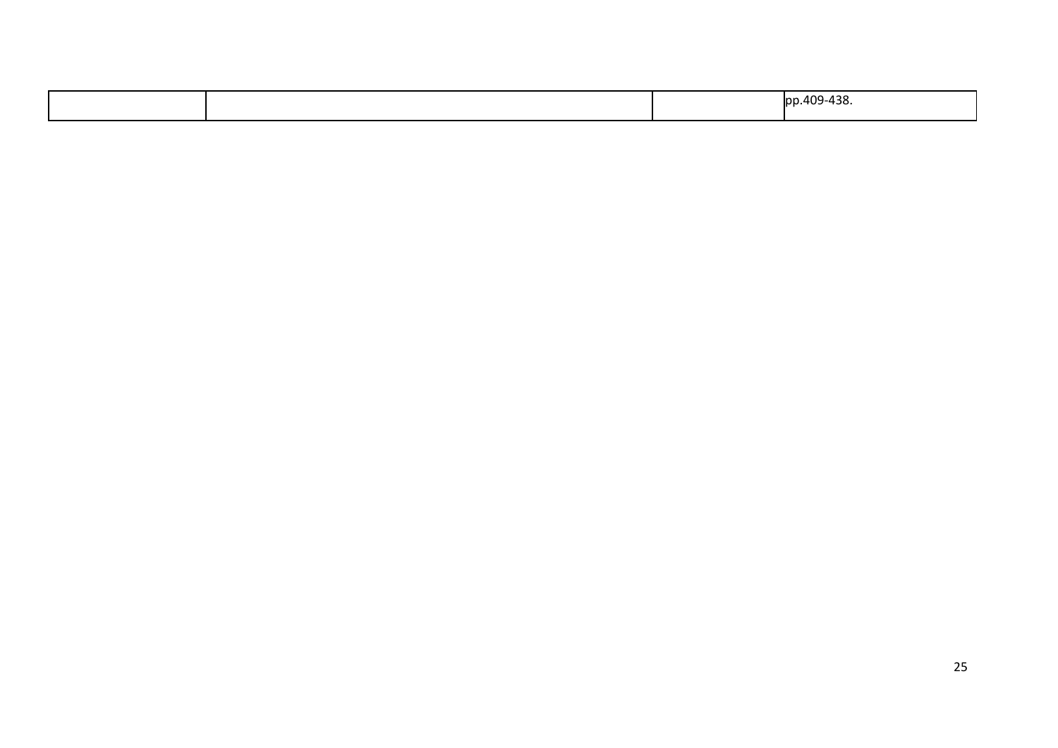| | | | pp.409-438. |
|---|---|---|---|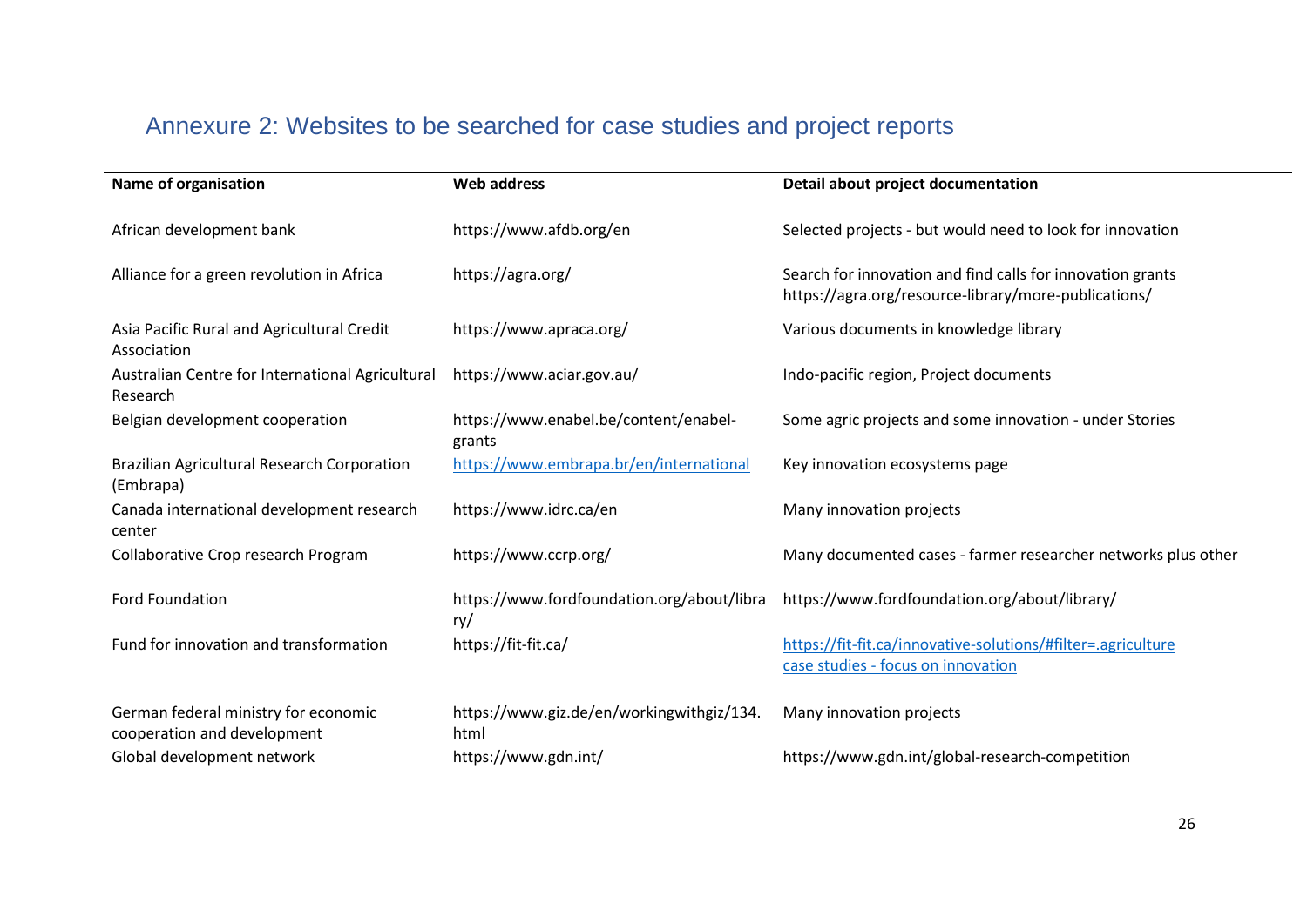## Annexure 2: Websites to be searched for case studies and project reports

| Name of organisation | Web address | Detail about project documentation |
|---|---|---|
| African development bank | https://www.afdb.org/en | Selected projects - but would need to look for innovation |
| Alliance for a green revolution in Africa | https://agra.org/ | Search for innovation and find calls for innovation grants https://agra.org/resource-library/more-publications/ |
| Asia Pacific Rural and Agricultural Credit Association | https://www.apraca.org/ | Various documents in knowledge library |
| Australian Centre for International Agricultural Research | https://www.aciar.gov.au/ | Indo-pacific region, Project documents |
| Belgian development cooperation | https://www.enabel.be/content/enabel-grants | Some agric projects and some innovation - under Stories |
| Brazilian Agricultural Research Corporation (Embrapa) | https://www.embrapa.br/en/international | Key innovation ecosystems page |
| Canada international development research center | https://www.idrc.ca/en | Many innovation projects |
| Collaborative Crop research Program | https://www.ccrp.org/ | Many documented cases - farmer researcher networks plus other |
| Ford Foundation | https://www.fordfoundation.org/about/library/ | https://www.fordfoundation.org/about/library/ |
| Fund for innovation and transformation | https://fit-fit.ca/ | https://fit-fit.ca/innovative-solutions/#filter=.agriculture case studies - focus on innovation |
| German federal ministry for economic cooperation and development | https://www.giz.de/en/workingwithgiz/134.html | Many innovation projects |
| Global development network | https://www.gdn.int/ | https://www.gdn.int/global-research-competition |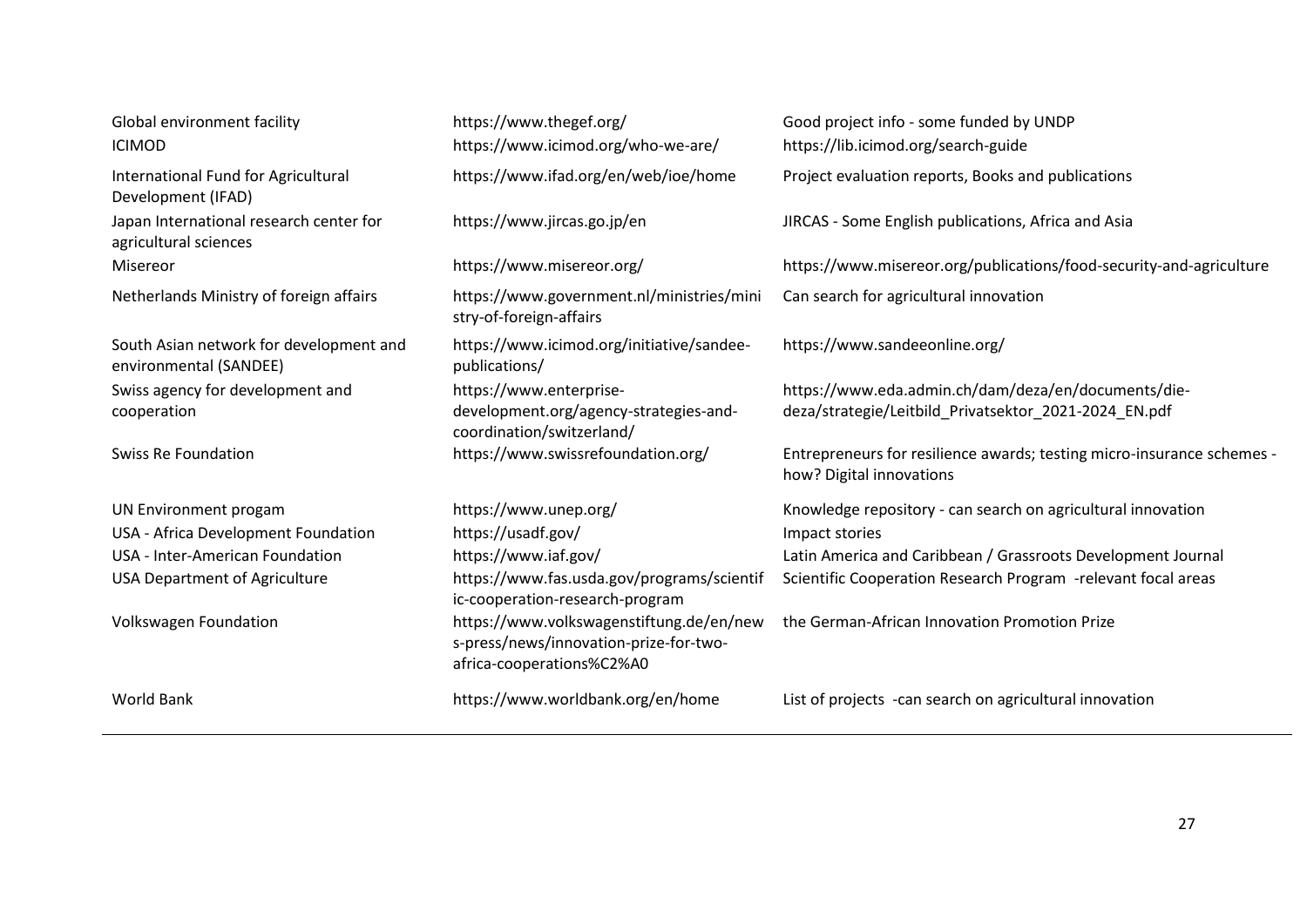| | | |
|---|---|---|
| Global environment facility | https://www.thegef.org/ | Good project info - some funded by UNDP |
| ICIMOD | https://www.icimod.org/who-we-are/ | https://lib.icimod.org/search-guide |
| International Fund for Agricultural Development (IFAD) | https://www.ifad.org/en/web/ioe/home | Project evaluation reports, Books and publications |
| Japan International research center for agricultural sciences | https://www.jircas.go.jp/en | JIRCAS - Some English publications, Africa and Asia |
| Misereor | https://www.misereor.org/ | https://www.misereor.org/publications/food-security-and-agriculture |
| Netherlands Ministry of foreign affairs | https://www.government.nl/ministries/ministry-of-foreign-affairs | Can search for agricultural innovation |
| South Asian network for development and environmental (SANDEE) | https://www.icimod.org/initiative/sandee-publications/ | https://www.sandeeonline.org/ |
| Swiss agency for development and cooperation | https://www.enterprise-development.org/agency-strategies-and-coordination/switzerland/ | https://www.eda.admin.ch/dam/deza/en/documents/die-deza/strategie/Leitbild_Privatsektor_2021-2024_EN.pdf |
| Swiss Re Foundation | https://www.swissrefoundation.org/ | Entrepreneurs for resilience awards; testing micro-insurance schemes - how? Digital innovations |
| UN Environment progam | https://www.unep.org/ | Knowledge repository - can search on agricultural innovation |
| USA - Africa Development Foundation | https://usadf.gov/ | Impact stories |
| USA - Inter-American Foundation | https://www.iaf.gov/ | Latin America and Caribbean / Grassroots Development Journal |
| USA Department of Agriculture | https://www.fas.usda.gov/programs/scientific-cooperation-research-program | Scientific Cooperation Research Program -relevant focal areas |
| Volkswagen Foundation | https://www.volkswagenstiftung.de/en/news-press/news/innovation-prize-for-two-africa-cooperations%C2%A0 | the German-African Innovation Promotion Prize |
| World Bank | https://www.worldbank.org/en/home | List of projects -can search on agricultural innovation |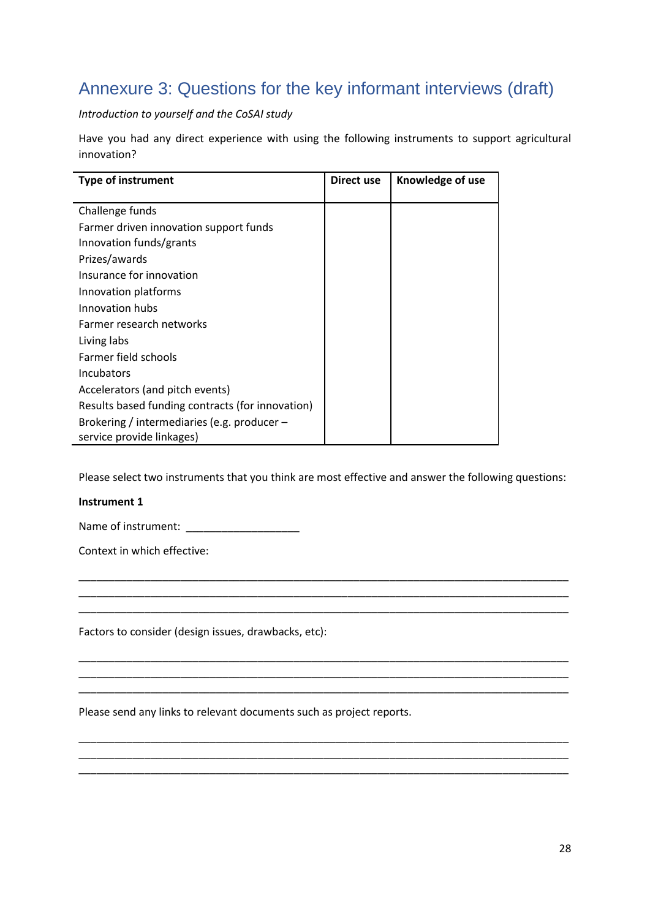## Annexure 3: Questions for the key informant interviews (draft)

*Introduction to yourself and the CoSAI study*

Have you had any direct experience with using the following instruments to support agricultural innovation?

| Type of instrument | Direct use | Knowledge of use |
|---|---|---|
| Challenge funds | | |
| Farmer driven innovation support funds | | |
| Innovation funds/grants | | |
| Prizes/awards | | |
| Insurance for innovation | | |
| Innovation platforms | | |
| Innovation hubs | | |
| Farmer research networks | | |
| Living labs | | |
| Farmer field schools | | |
| Incubators | | |
| Accelerators (and pitch events) | | |
| Results based funding contracts (for innovation) | | |
| Brokering / intermediaries (e.g. producer – service provide linkages) | | |

Please select two instruments that you think are most effective and answer the following questions:

**Instrument 1**

Name of instrument: ___________________

Context in which effective:

_________________________________________________________________________________
_________________________________________________________________________________
_________________________________________________________________________________

Factors to consider (design issues, drawbacks, etc):

_________________________________________________________________________________
_________________________________________________________________________________
_________________________________________________________________________________

Please send any links to relevant documents such as project reports.

_________________________________________________________________________________
_________________________________________________________________________________
_________________________________________________________________________________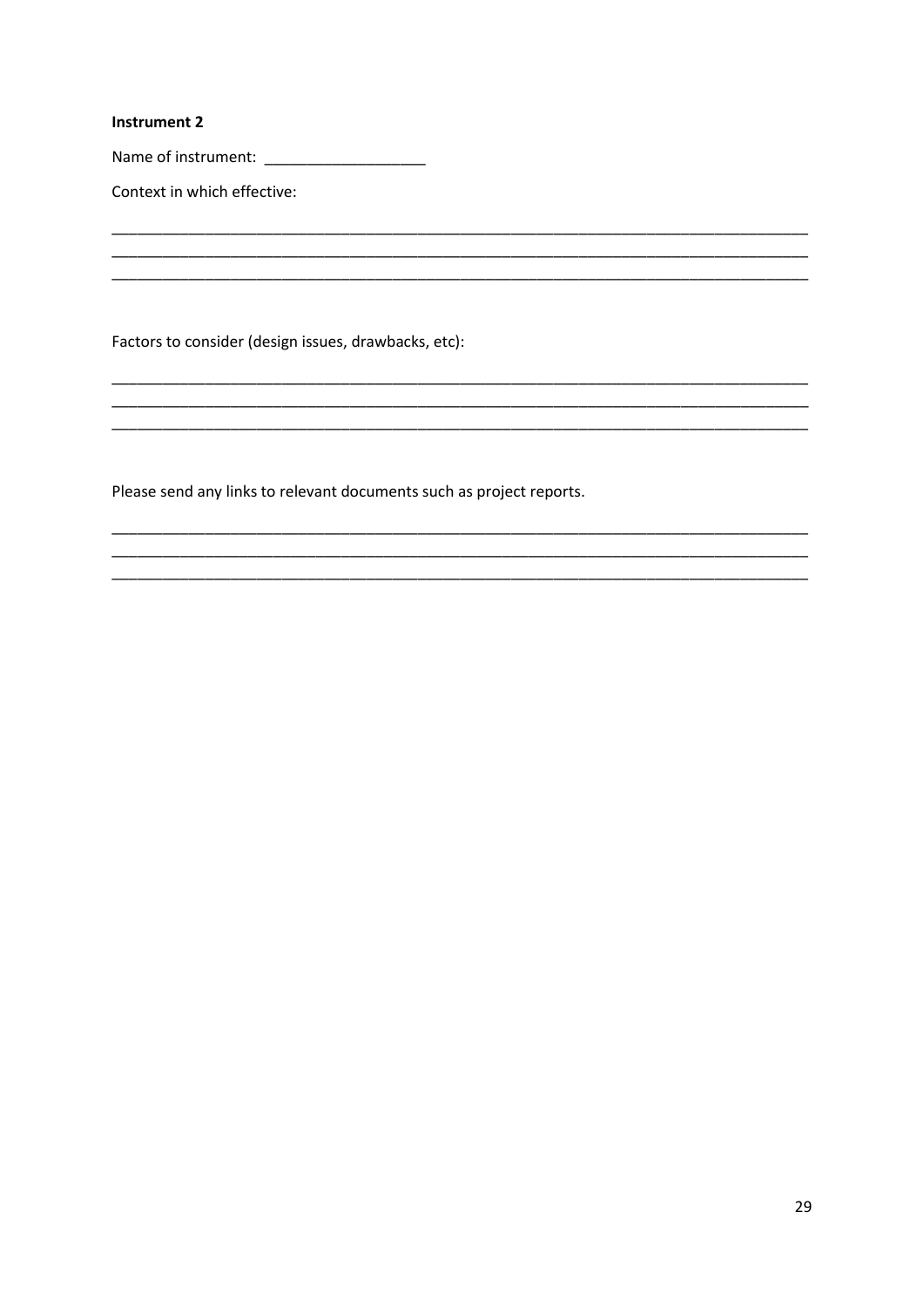**Instrument 2**

Name of instrument: ___________________

Context in which effective:

_____________________________________________________________________________________
_____________________________________________________________________________________
_____________________________________________________________________________________

Factors to consider (design issues, drawbacks, etc):

_____________________________________________________________________________________
_____________________________________________________________________________________
_____________________________________________________________________________________

Please send any links to relevant documents such as project reports.

_____________________________________________________________________________________
_____________________________________________________________________________________
_____________________________________________________________________________________